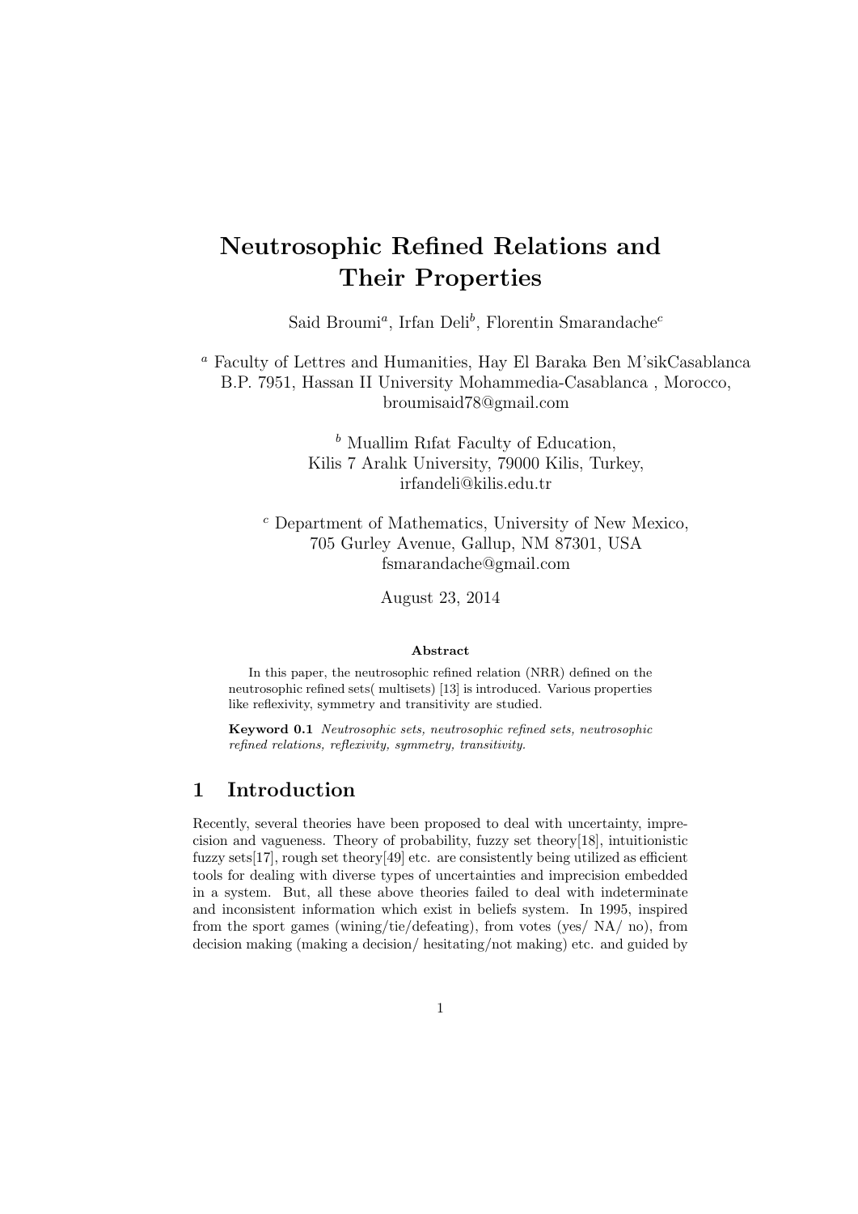# Neutrosophic Refined Relations and Their Properties

Said Broumi[a], Irfan Deli[b], Florentin Smarandache[c]

[a] Faculty of Lettres and Humanities, Hay El Baraka Ben M'sikCasablanca B.P. 7951, Hassan II University Mohammedia-Casablanca , Morocco, broumisaid78@gmail.com

[b] Muallim Rıfat Faculty of Education, Kilis 7 Aralık University, 79000 Kilis, Turkey, irfandeli@kilis.edu.tr

[c] Department of Mathematics, University of New Mexico, 705 Gurley Avenue, Gallup, NM 87301, USA fsmarandache@gmail.com

August 23, 2014

### Abstract

In this paper, the neutrosophic refined relation (NRR) defined on the neutrosophic refined sets( multisets) [13] is introduced. Various properties like reflexivity, symmetry and transitivity are studied.

**Keyword 0.1** *Neutrosophic sets, neutrosophic refined sets, neutrosophic refined relations, reflexivity, symmetry, transitivity.*

## 1 Introduction

Recently, several theories have been proposed to deal with uncertainty, imprecision and vagueness. Theory of probability, fuzzy set theory[18], intuitionistic fuzzy sets[17], rough set theory[49] etc. are consistently being utilized as efficient tools for dealing with diverse types of uncertainties and imprecision embedded in a system. But, all these above theories failed to deal with indeterminate and inconsistent information which exist in beliefs system. In 1995, inspired from the sport games (wining/tie/defeating), from votes (yes/ NA/ no), from decision making (making a decision/ hesitating/not making) etc. and guided by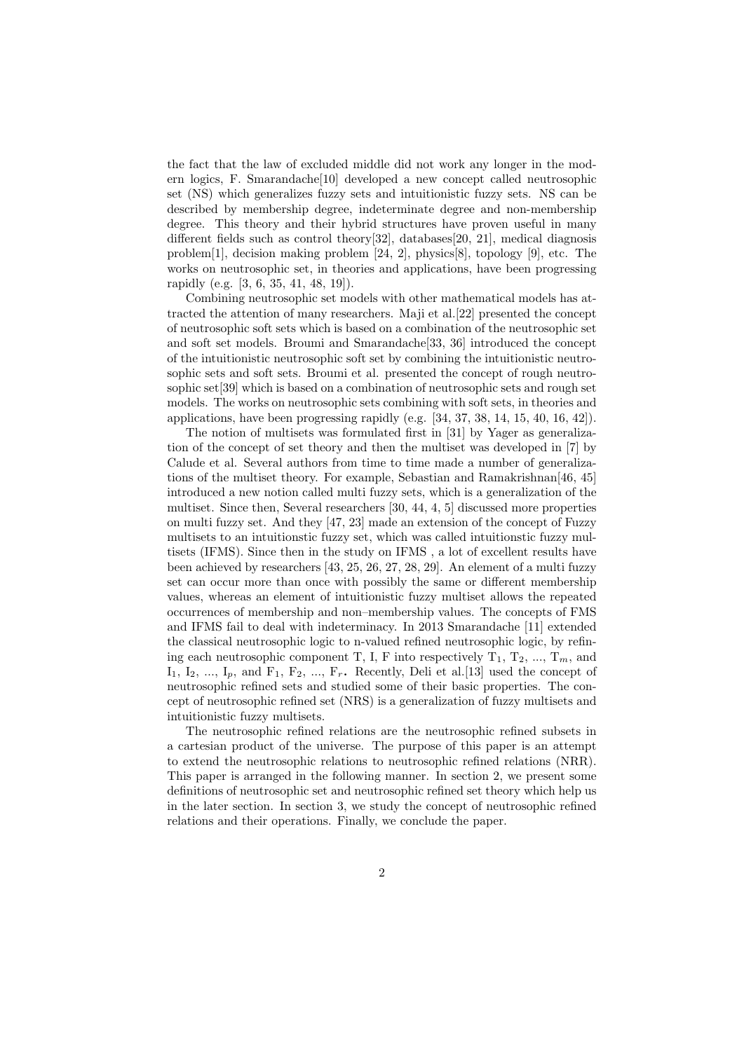the fact that the law of excluded middle did not work any longer in the modern logics, F. Smarandache[10] developed a new concept called neutrosophic set (NS) which generalizes fuzzy sets and intuitionistic fuzzy sets. NS can be described by membership degree, indeterminate degree and non-membership degree. This theory and their hybrid structures have proven useful in many different fields such as control theory[32], databases[20, 21], medical diagnosis problem[1], decision making problem [24, 2], physics[8], topology [9], etc. The works on neutrosophic set, in theories and applications, have been progressing rapidly (e.g. [3, 6, 35, 41, 48, 19]).

Combining neutrosophic set models with other mathematical models has attracted the attention of many researchers. Maji et al.[22] presented the concept of neutrosophic soft sets which is based on a combination of the neutrosophic set and soft set models. Broumi and Smarandache[33, 36] introduced the concept of the intuitionistic neutrosophic soft set by combining the intuitionistic neutrosophic sets and soft sets. Broumi et al. presented the concept of rough neutrosophic set[39] which is based on a combination of neutrosophic sets and rough set models. The works on neutrosophic sets combining with soft sets, in theories and applications, have been progressing rapidly (e.g. [34, 37, 38, 14, 15, 40, 16, 42]).

The notion of multisets was formulated first in [31] by Yager as generalization of the concept of set theory and then the multiset was developed in [7] by Calude et al. Several authors from time to time made a number of generalizations of the multiset theory. For example, Sebastian and Ramakrishnan[46, 45] introduced a new notion called multi fuzzy sets, which is a generalization of the multiset. Since then, Several researchers [30, 44, 4, 5] discussed more properties on multi fuzzy set. And they [47, 23] made an extension of the concept of Fuzzy multisets to an intuitionstic fuzzy set, which was called intuitionstic fuzzy multisets (IFMS). Since then in the study on IFMS , a lot of excellent results have been achieved by researchers [43, 25, 26, 27, 28, 29]. An element of a multi fuzzy set can occur more than once with possibly the same or different membership values, whereas an element of intuitionistic fuzzy multiset allows the repeated occurrences of membership and non–membership values. The concepts of FMS and IFMS fail to deal with indeterminacy. In 2013 Smarandache [11] extended the classical neutrosophic logic to n-valued refined neutrosophic logic, by refining each neutrosophic component T, I, F into respectively $T_1$, $T_2$, ..., $T_m$, and $I_1$, $I_2$, ..., $I_p$, and $F_1$, $F_2$, ..., $F_r$. Recently, Deli et al.[13] used the concept of neutrosophic refined sets and studied some of their basic properties. The concept of neutrosophic refined set (NRS) is a generalization of fuzzy multisets and intuitionistic fuzzy multisets.

The neutrosophic refined relations are the neutrosophic refined subsets in a cartesian product of the universe. The purpose of this paper is an attempt to extend the neutrosophic relations to neutrosophic refined relations (NRR). This paper is arranged in the following manner. In section 2, we present some definitions of neutrosophic set and neutrosophic refined set theory which help us in the later section. In section 3, we study the concept of neutrosophic refined relations and their operations. Finally, we conclude the paper.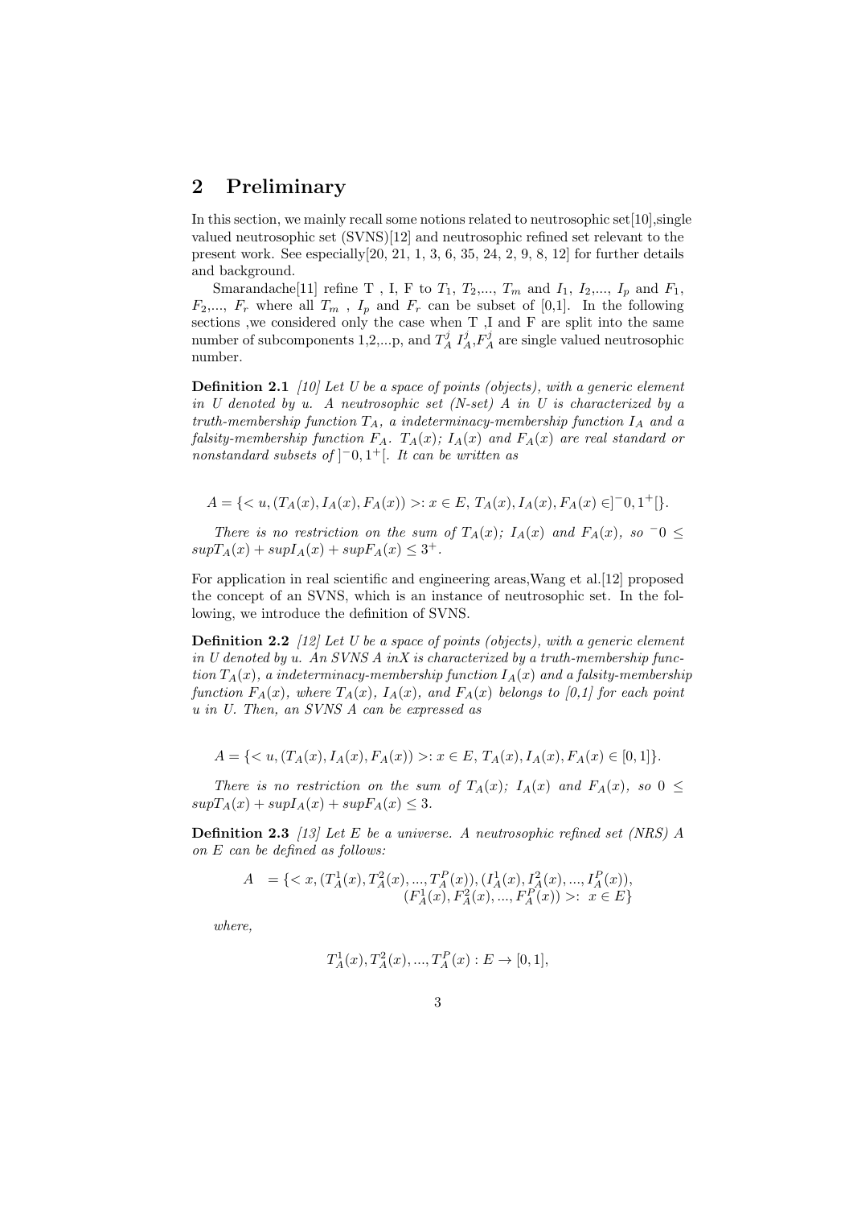## 2 Preliminary

In this section, we mainly recall some notions related to neutrosophic set[10],single valued neutrosophic set (SVNS)[12] and neutrosophic refined set relevant to the present work. See especially[20, 21, 1, 3, 6, 35, 24, 2, 9, 8, 12] for further details and background.

Smarandache[11] refine T , I, F to $T_1$, $T_2$,..., $T_m$ and $I_1$, $I_2$,..., $I_p$ and $F_1$, $F_2$,..., $F_r$ where all $T_m$ , $I_p$ and $F_r$ can be subset of [0,1]. In the following sections ,we considered only the case when T ,I and F are split into the same number of subcomponents 1,2,...p, and $T_A^j$ $I_A^j$,$F_A^j$ are single valued neutrosophic number.

**Definition 2.1** *[10] Let U be a space of points (objects), with a generic element in U denoted by u. A neutrosophic set (N-set) A in U is characterized by a truth-membership function $T_A$, a indeterminacy-membership function $I_A$ and a falsity-membership function $F_A$. $T_A(x)$; $I_A(x)$ and $F_A(x)$ are real standard or nonstandard subsets of $]^-0, 1^+[$. It can be written as*

$$A = \{< u, (T_A(x), I_A(x), F_A(x)) >: x \in E, \ T_A(x), I_A(x), F_A(x) \in ]^-0, 1^+[\}.$$

*There is no restriction on the sum of $T_A(x)$; $I_A(x)$ and $F_A(x)$, so $^-0 \leq supT_A(x) + supI_A(x) + supF_A(x) \leq 3^+$.*

For application in real scientific and engineering areas,Wang et al.[12] proposed the concept of an SVNS, which is an instance of neutrosophic set. In the following, we introduce the definition of SVNS.

**Definition 2.2** *[12] Let U be a space of points (objects), with a generic element in U denoted by u. An SVNS A inX is characterized by a truth-membership function $T_A(x)$, a indeterminacy-membership function $I_A(x)$ and a falsity-membership function $F_A(x)$, where $T_A(x)$, $I_A(x)$, and $F_A(x)$ belongs to [0,1] for each point u in U. Then, an SVNS A can be expressed as*

$$A = \{< u, (T_A(x), I_A(x), F_A(x)) >: x \in E, \ T_A(x), I_A(x), F_A(x) \in [0, 1]\}.$$

*There is no restriction on the sum of $T_A(x)$; $I_A(x)$ and $F_A(x)$, so $0 \leq supT_A(x) + supI_A(x) + supF_A(x) \leq 3$.*

**Definition 2.3** *[13] Let E be a universe. A neutrosophic refined set (NRS) A on E can be defined as follows:*

$$\begin{aligned} A \ &= \{< x, (T_A^1(x), T_A^2(x), ..., T_A^P(x)), (I_A^1(x), I_A^2(x), ..., I_A^P(x)), \\ &\quad (F_A^1(x), F_A^2(x), ..., F_A^P(x)) >: \ x \in E\} \end{aligned}$$

*where,*

$$T_A^1(x), T_A^2(x), ..., T_A^P(x) : E \to [0, 1],$$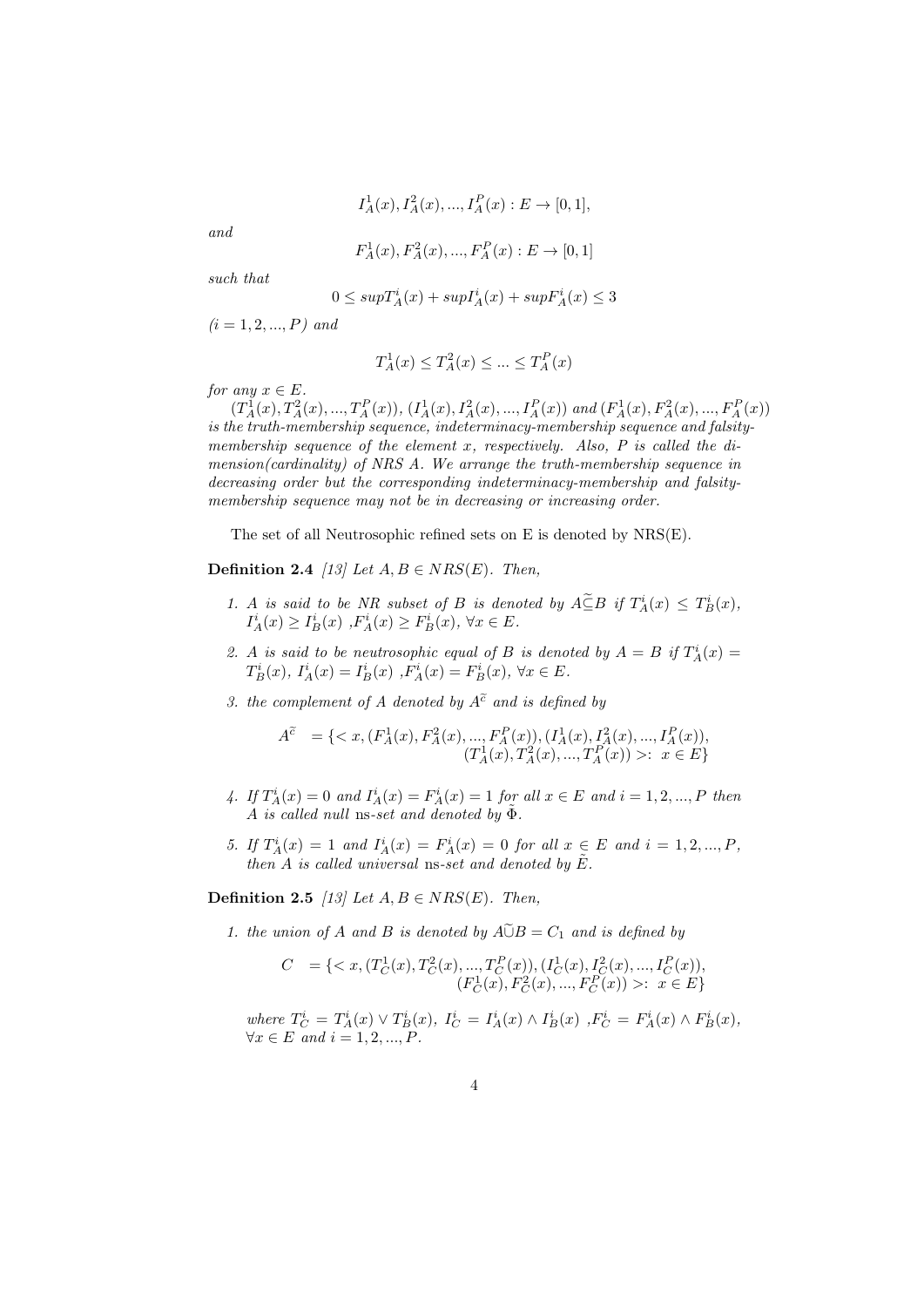$$I_A^1(x), I_A^2(x), ..., I_A^P(x) : E \to [0,1],$$

*and*

$$F_A^1(x), F_A^2(x), ..., F_A^P(x) : E \to [0,1]$$

*such that*

$$0 \leq supT_A^i(x) + supI_A^i(x) + supF_A^i(x) \leq 3$$

*($i = 1, 2, ..., P$) and*

$$T_A^1(x) \leq T_A^2(x) \leq ... \leq T_A^P(x)$$

*for any $x \in E$.*

*$(T_A^1(x), T_A^2(x), ..., T_A^P(x))$, $(I_A^1(x), I_A^2(x), ..., I_A^P(x))$ and $(F_A^1(x), F_A^2(x), ..., F_A^P(x))$ is the truth-membership sequence, indeterminacy-membership sequence and falsity-membership sequence of the element $x$, respectively. Also, $P$ is called the dimension(cardinality) of NRS $A$. We arrange the truth-membership sequence in decreasing order but the corresponding indeterminacy-membership and falsity-membership sequence may not be in decreasing or increasing order.*

The set of all Neutrosophic refined sets on E is denoted by NRS(E).

**Definition 2.4** *[13] Let $A, B \in NRS(E)$. Then,*

1. *$A$ is said to be NR subset of $B$ is denoted by $A \widetilde{\subseteq} B$ if $T_A^i(x) \leq T_B^i(x)$, $I_A^i(x) \geq I_B^i(x)$ ,$F_A^i(x) \geq F_B^i(x)$, $\forall x \in E$.*

2. *$A$ is said to be neutrosophic equal of $B$ is denoted by $A = B$ if $T_A^i(x) = T_B^i(x)$, $I_A^i(x) = I_B^i(x)$ ,$F_A^i(x) = F_B^i(x)$, $\forall x \in E$.*

3. *the complement of $A$ denoted by $A^{\widetilde{c}}$ and is defined by*

$$A^{\widetilde{c}} = \{< x, (F_A^1(x), F_A^2(x), ..., F_A^P(x)), (I_A^1(x), I_A^2(x), ..., I_A^P(x)), (T_A^1(x), T_A^2(x), ..., T_A^P(x)) >: x \in E\}$$

4. *If $T_A^i(x) = 0$ and $I_A^i(x) = F_A^i(x) = 1$ for all $x \in E$ and $i = 1, 2, ..., P$ then $A$ is called null ns-set and denoted by $\tilde{\Phi}$.*

5. *If $T_A^i(x) = 1$ and $I_A^i(x) = F_A^i(x) = 0$ for all $x \in E$ and $i = 1, 2, ..., P$, then $A$ is called universal ns-set and denoted by $\tilde{E}$.*

**Definition 2.5** *[13] Let $A, B \in NRS(E)$. Then,*

1. *the union of $A$ and $B$ is denoted by $A \widetilde{\cup} B = C_1$ and is defined by*

$$C = \{< x, (T_C^1(x), T_C^2(x), ..., T_C^P(x)), (I_C^1(x), I_C^2(x), ..., I_C^P(x)), (F_C^1(x), F_C^2(x), ..., F_C^P(x)) >: x \in E\}$$

*where $T_C^i = T_A^i(x) \vee T_B^i(x)$, $I_C^i = I_A^i(x) \wedge I_B^i(x)$ ,$F_C^i = F_A^i(x) \wedge F_B^i(x)$, $\forall x \in E$ and $i = 1, 2, ..., P$.*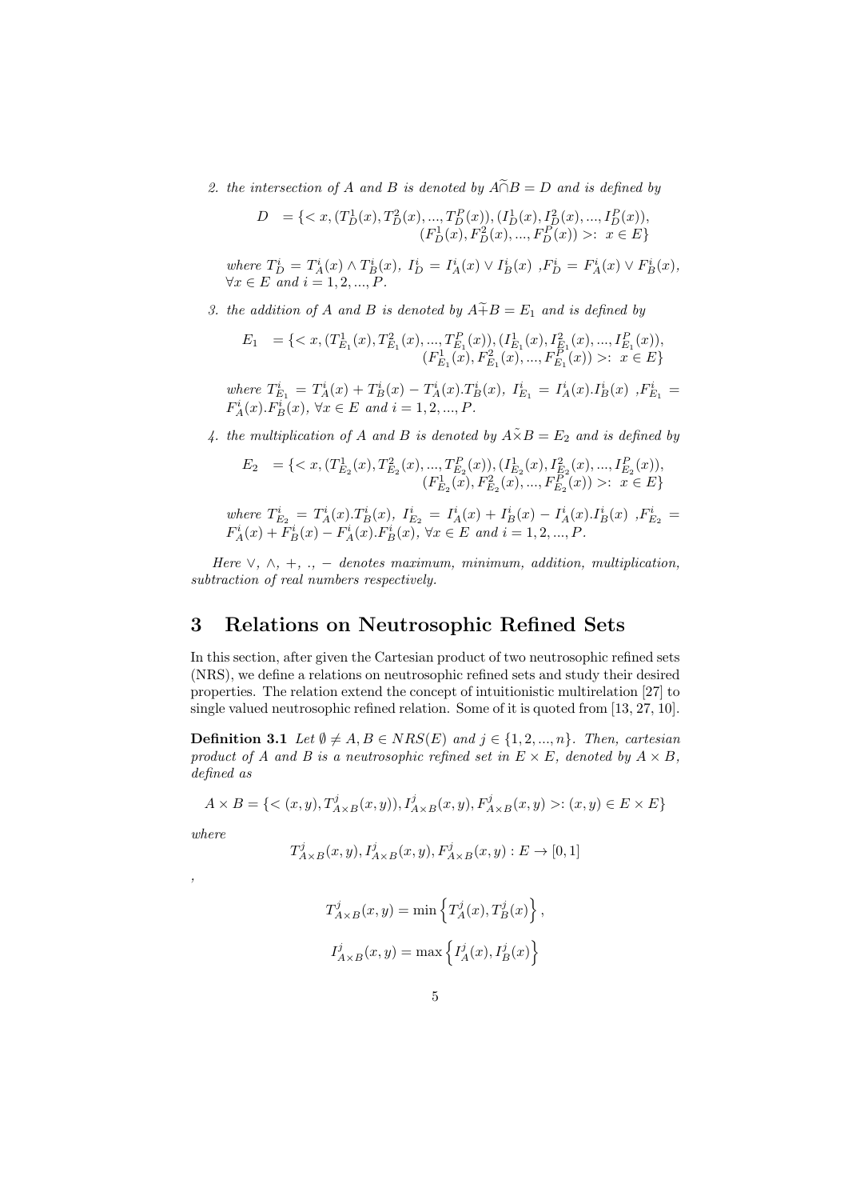2. the intersection of $A$ and $B$ is denoted by $A \widetilde{\cap} B = D$ and is defined by

$$D = \{< x, (T_D^1(x), T_D^2(x), ..., T_D^P(x)), (I_D^1(x), I_D^2(x), ..., I_D^P(x)), (F_D^1(x), F_D^2(x), ..., F_D^P(x)) >: x \in E\}$$

where $T_D^i = T_A^i(x) \wedge T_B^i(x)$, $I_D^i = I_A^i(x) \vee I_B^i(x)$ ,$F_D^i = F_A^i(x) \vee F_B^i(x)$, $\forall x \in E$ and $i = 1, 2, ..., P$.

3. the addition of $A$ and $B$ is denoted by $A \widetilde{+} B = E_1$ and is defined by

$$E_1 = \{< x, (T_{E_1}^1(x), T_{E_1}^2(x), ..., T_{E_1}^P(x)), (I_{E_1}^1(x), I_{E_1}^2(x), ..., I_{E_1}^P(x)), (F_{E_1}^1(x), F_{E_1}^2(x), ..., F_{E_1}^P(x)) >: x \in E\}$$

where $T_{E_1}^i = T_A^i(x) + T_B^i(x) - T_A^i(x).T_B^i(x)$, $I_{E_1}^i = I_A^i(x).I_B^i(x)$ ,$F_{E_1}^i = F_A^i(x).F_B^i(x)$, $\forall x \in E$ and $i = 1, 2, ..., P$.

4. the multiplication of $A$ and $B$ is denoted by $A \tilde{\times} B = E_2$ and is defined by

$$E_2 = \{< x, (T_{E_2}^1(x), T_{E_2}^2(x), ..., T_{E_2}^P(x)), (I_{E_2}^1(x), I_{E_2}^2(x), ..., I_{E_2}^P(x)), (F_{E_2}^1(x), F_{E_2}^2(x), ..., F_{E_2}^P(x)) >: x \in E\}$$

where $T_{E_2}^i = T_A^i(x).T_B^i(x)$, $I_{E_2}^i = I_A^i(x) + I_B^i(x) - I_A^i(x).I_B^i(x)$ ,$F_{E_2}^i = F_A^i(x) + F_B^i(x) - F_A^i(x).F_B^i(x)$, $\forall x \in E$ and $i = 1, 2, ..., P$.

*Here $\vee$, $\wedge$, $+$, $.$, $-$ denotes maximum, minimum, addition, multiplication, subtraction of real numbers respectively.*

## 3 Relations on Neutrosophic Refined Sets

In this section, after given the Cartesian product of two neutrosophic refined sets (NRS), we define a relations on neutrosophic refined sets and study their desired properties. The relation extend the concept of intuitionistic multirelation [27] to single valued neutrosophic refined relation. Some of it is quoted from [13, 27, 10].

**Definition 3.1** *Let $\emptyset \neq A, B \in NRS(E)$ and $j \in \{1, 2, ..., n\}$. Then, cartesian product of $A$ and $B$ is a neutrosophic refined set in $E \times E$, denoted by $A \times B$, defined as*

$$A \times B = \{< (x, y), T_{A \times B}^j(x, y)), I_{A \times B}^j(x, y), F_{A \times B}^j(x, y) >: (x, y) \in E \times E\}$$

*where*

$$T_{A \times B}^j(x, y), I_{A \times B}^j(x, y), F_{A \times B}^j(x, y) : E \to [0, 1]$$

,

$$T_{A \times B}^j(x, y) = \min \left\{ T_A^j(x), T_B^j(x) \right\},$$

$$I_{A \times B}^j(x, y) = \max \left\{ I_A^j(x), I_B^j(x) \right\}$$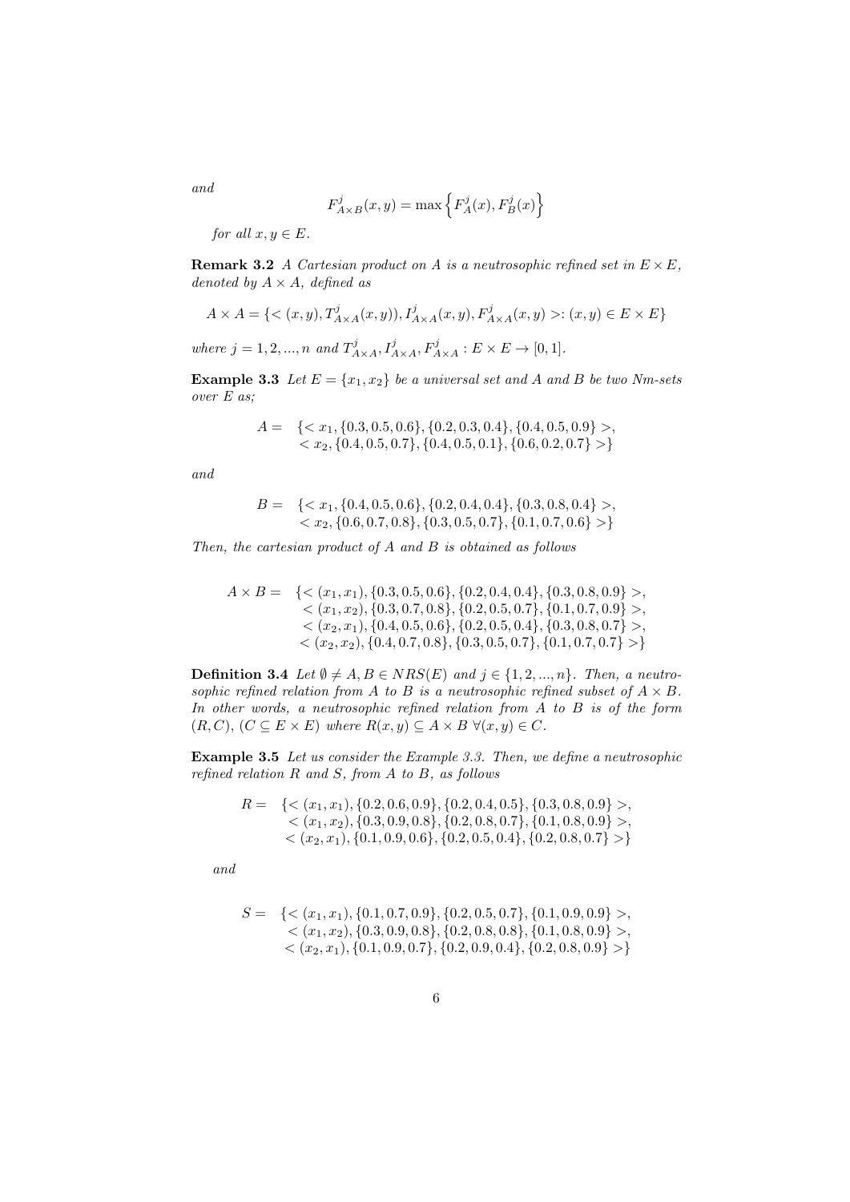*and*

$$F^j_{A\times B}(x,y) = \max\left\{F^j_A(x), F^j_B(x)\right\}$$

*for all* $x, y \in E$.

**Remark 3.2** *A Cartesian product on A is a neutrosophic refined set in* $E \times E$*, denoted by* $A \times A$*, defined as*

$$A \times A = \{< (x,y), T^j_{A\times A}(x,y)), I^j_{A\times A}(x,y), F^j_{A\times A}(x,y) >: (x,y) \in E \times E\}$$

*where* $j = 1, 2, ..., n$ *and* $T^j_{A\times A}, I^j_{A\times A}, F^j_{A\times A} : E \times E \to [0,1]$.

**Example 3.3** *Let* $E = \{x_1, x_2\}$ *be a universal set and A and B be two Nm-sets over E as;*

$$\begin{aligned} A = \; & \{< x_1, \{0.3, 0.5, 0.6\}, \{0.2, 0.3, 0.4\}, \{0.4, 0.5, 0.9\} >, \\ & < x_2, \{0.4, 0.5, 0.7\}, \{0.4, 0.5, 0.1\}, \{0.6, 0.2, 0.7\} >\} \end{aligned}$$

*and*

$$\begin{aligned} B = \; & \{< x_1, \{0.4, 0.5, 0.6\}, \{0.2, 0.4, 0.4\}, \{0.3, 0.8, 0.4\} >, \\ & < x_2, \{0.6, 0.7, 0.8\}, \{0.3, 0.5, 0.7\}, \{0.1, 0.7, 0.6\} >\} \end{aligned}$$

*Then, the cartesian product of A and B is obtained as follows*

$$\begin{aligned} A \times B = \; & \{< (x_1, x_1), \{0.3, 0.5, 0.6\}, \{0.2, 0.4, 0.4\}, \{0.3, 0.8, 0.9\} >, \\ & < (x_1, x_2), \{0.3, 0.7, 0.8\}, \{0.2, 0.5, 0.7\}, \{0.1, 0.7, 0.9\} >, \\ & < (x_2, x_1), \{0.4, 0.5, 0.6\}, \{0.2, 0.5, 0.4\}, \{0.3, 0.8, 0.7\} >, \\ & < (x_2, x_2), \{0.4, 0.7, 0.8\}, \{0.3, 0.5, 0.7\}, \{0.1, 0.7, 0.7\} >\} \end{aligned}$$

**Definition 3.4** *Let* $\emptyset \neq A, B \in NRS(E)$ *and* $j \in \{1, 2, ..., n\}$*. Then, a neutrosophic refined relation from A to B is a neutrosophic refined subset of* $A \times B$*. In other words, a neutrosophic refined relation from A to B is of the form* $(R, C)$*,* $(C \subseteq E \times E)$ *where* $R(x,y) \subseteq A \times B \; \forall (x,y) \in C$.

**Example 3.5** *Let us consider the Example 3.3. Then, we define a neutrosophic refined relation R and S, from A to B, as follows*

$$\begin{aligned} R = \; & \{< (x_1, x_1), \{0.2, 0.6, 0.9\}, \{0.2, 0.4, 0.5\}, \{0.3, 0.8, 0.9\} >, \\ & < (x_1, x_2), \{0.3, 0.9, 0.8\}, \{0.2, 0.8, 0.7\}, \{0.1, 0.8, 0.9\} >, \\ & < (x_2, x_1), \{0.1, 0.9, 0.6\}, \{0.2, 0.5, 0.4\}, \{0.2, 0.8, 0.7\} >\} \end{aligned}$$

*and*

$$\begin{aligned} S = \; & \{< (x_1, x_1), \{0.1, 0.7, 0.9\}, \{0.2, 0.5, 0.7\}, \{0.1, 0.9, 0.9\} >, \\ & < (x_1, x_2), \{0.3, 0.9, 0.8\}, \{0.2, 0.8, 0.8\}, \{0.1, 0.8, 0.9\} >, \\ & < (x_2, x_1), \{0.1, 0.9, 0.7\}, \{0.2, 0.9, 0.4\}, \{0.2, 0.8, 0.9\} >\} \end{aligned}$$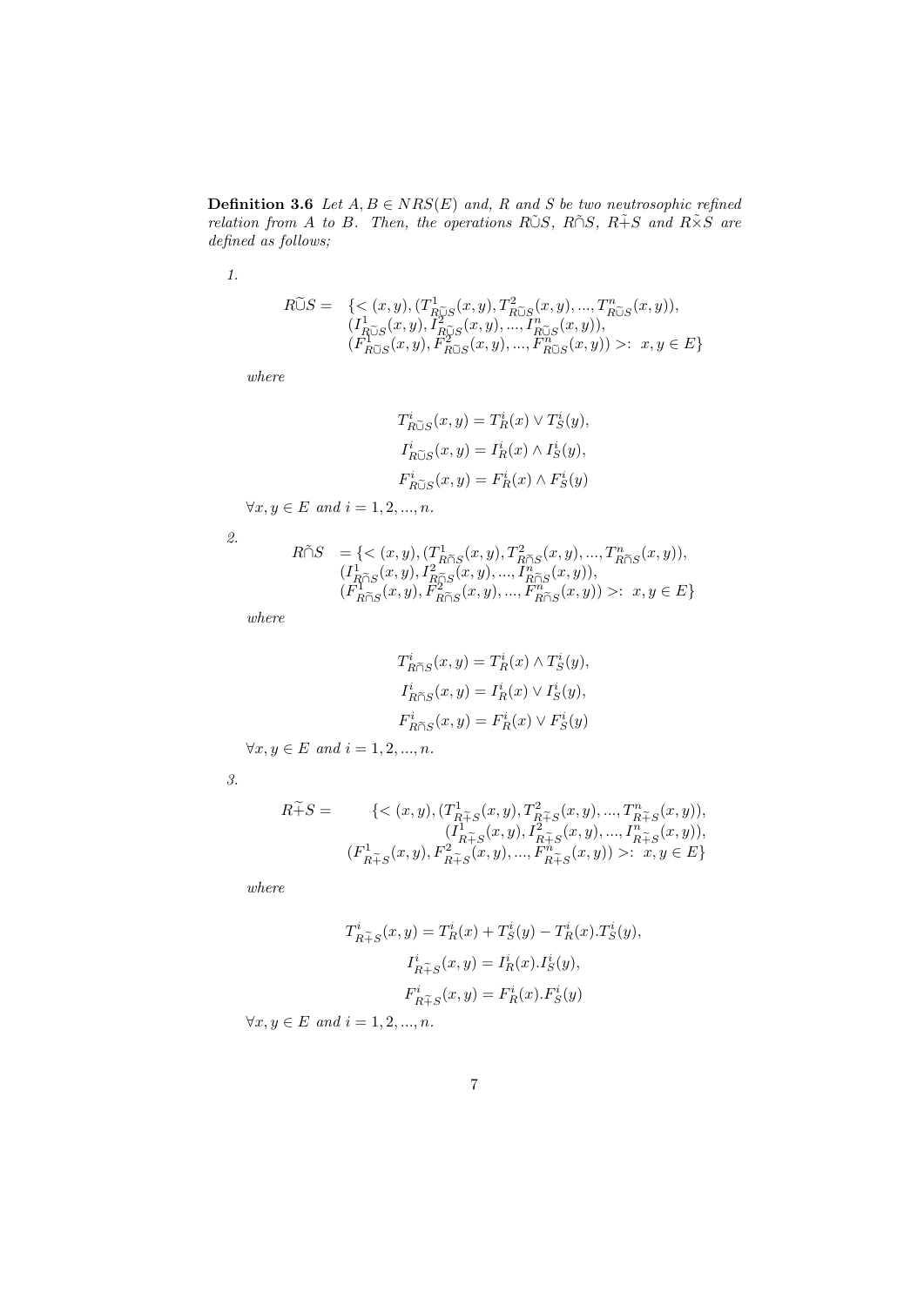**Definition 3.6** *Let $A, B \in NRS(E)$ and, $R$ and $S$ be two neutrosophic refined relation from $A$ to $B$. Then, the operations $R\tilde{\cup}S$, $R\tilde{\cap}S$, $R\tilde{+}S$ and $R\tilde{\times}S$ are defined as follows;*

1.

$$
\begin{aligned}
R\tilde{\cup}S = \quad & \{< (x,y), (T^1_{R\tilde{\cup}S}(x,y), T^2_{R\tilde{\cup}S}(x,y), ..., T^n_{R\tilde{\cup}S}(x,y)), \\
& (I^1_{R\tilde{\cup}S}(x,y), I^2_{R\tilde{\cup}S}(x,y), ..., I^n_{R\tilde{\cup}S}(x,y)), \\
& (F^1_{R\tilde{\cup}S}(x,y), F^2_{R\tilde{\cup}S}(x,y), ..., F^n_{R\tilde{\cup}S}(x,y)) >: \ x, y \in E\}
\end{aligned}
$$

*where*

$$
T^i_{R\tilde{\cup}S}(x,y) = T^i_R(x) \vee T^i_S(y),
$$

$$
I^i_{R\tilde{\cup}S}(x,y) = I^i_R(x) \wedge I^i_S(y),
$$

$$
F^i_{R\tilde{\cup}S}(x,y) = F^i_R(x) \wedge F^i_S(y)
$$

$\forall x, y \in E$ *and* $i = 1, 2, ..., n.$

2.

$$
\begin{aligned}
R\tilde{\cap}S \quad & = \{< (x,y), (T^1_{R\tilde{\cap}S}(x,y), T^2_{R\tilde{\cap}S}(x,y), ..., T^n_{R\tilde{\cap}S}(x,y)), \\
& (I^1_{R\tilde{\cap}S}(x,y), I^2_{R\tilde{\cap}S}(x,y), ..., I^n_{R\tilde{\cap}S}(x,y)), \\
& (F^1_{R\tilde{\cap}S}(x,y), F^2_{R\tilde{\cap}S}(x,y), ..., F^n_{R\tilde{\cap}S}(x,y)) >: \ x, y \in E\}
\end{aligned}
$$

*where*

$$
T^i_{R\tilde{\cap}S}(x,y) = T^i_R(x) \wedge T^i_S(y),
$$

$$
I^i_{R\tilde{\cap}S}(x,y) = I^i_R(x) \vee I^i_S(y),
$$

$$
F^i_{R\tilde{\cap}S}(x,y) = F^i_R(x) \vee F^i_S(y)
$$

$\forall x, y \in E$ *and* $i = 1, 2, ..., n.$

3.

$$
\begin{aligned}
R\tilde{+}S = \qquad & \{< (x,y), (T^1_{R\tilde{+}S}(x,y), T^2_{R\tilde{+}S}(x,y), ..., T^n_{R\tilde{+}S}(x,y)), \\
& (I^1_{R\tilde{+}S}(x,y), I^2_{R\tilde{+}S}(x,y), ..., I^n_{R\tilde{+}S}(x,y)), \\
& (F^1_{R\tilde{+}S}(x,y), F^2_{R\tilde{+}S}(x,y), ..., F^n_{R\tilde{+}S}(x,y)) >: \ x, y \in E\}
\end{aligned}
$$

*where*

$$
T^i_{R\tilde{+}S}(x,y) = T^i_R(x) + T^i_S(y) - T^i_R(x).T^i_S(y),
$$

$$
I^i_{R\tilde{+}S}(x,y) = I^i_R(x).I^i_S(y),
$$

$$
F^i_{R\tilde{+}S}(x,y) = F^i_R(x).F^i_S(y)
$$

$\forall x, y \in E$ *and* $i = 1, 2, ..., n.$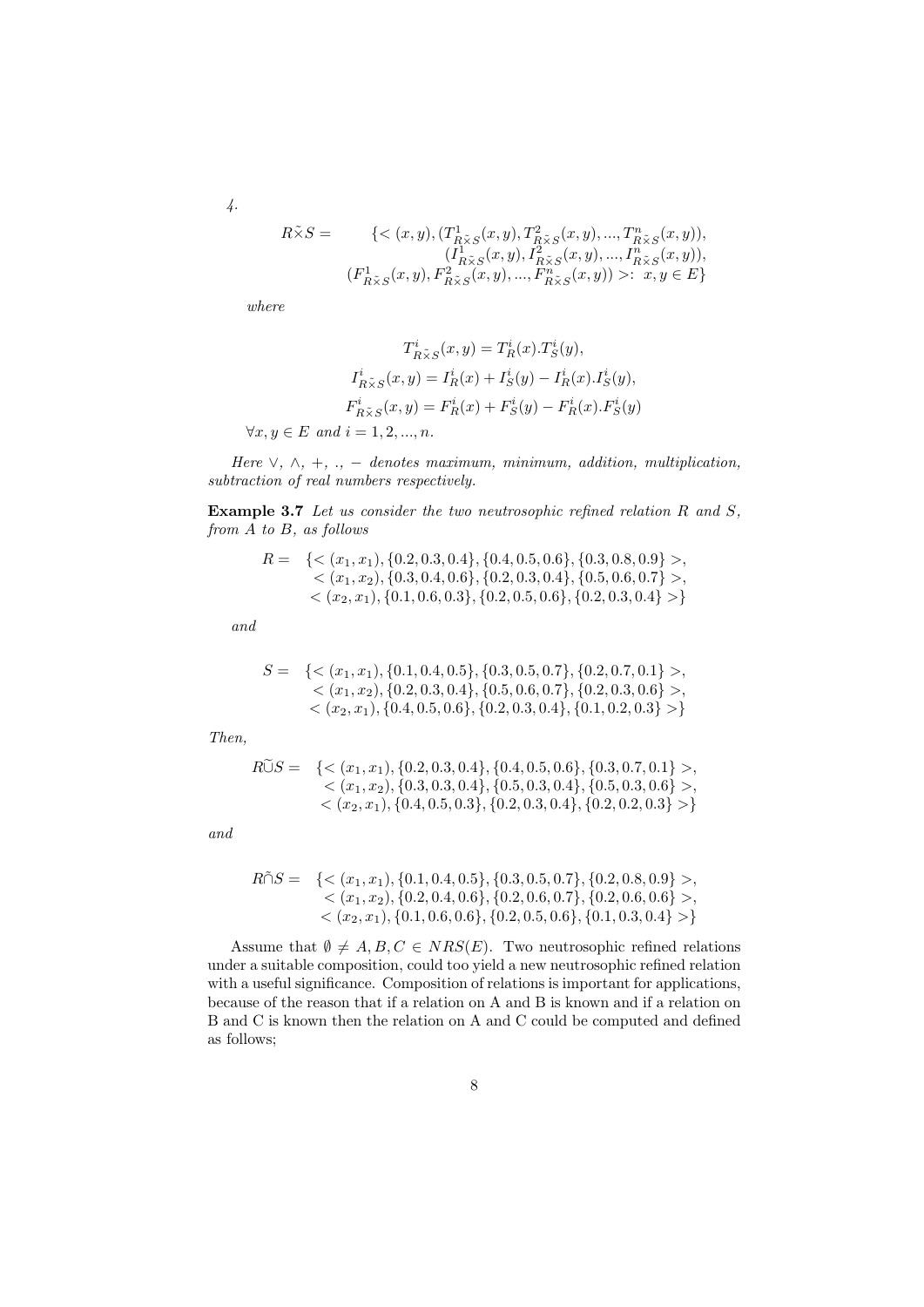4.

$$
\begin{aligned}
R\tilde{\times}S = \quad & \{< (x,y), (T^1_{R\tilde{\times}S}(x,y), T^2_{R\tilde{\times}S}(x,y), ..., T^n_{R\tilde{\times}S}(x,y)), \\
& (I^1_{R\tilde{\times}S}(x,y), I^2_{R\tilde{\times}S}(x,y), ..., I^n_{R\tilde{\times}S}(x,y)), \\
& (F^1_{R\tilde{\times}S}(x,y), F^2_{R\tilde{\times}S}(x,y), ..., F^n_{R\tilde{\times}S}(x,y)) >: \ x, y \in E\}
\end{aligned}
$$

*where*

$$
\begin{aligned}
T^i_{R\tilde{\times}S}(x,y) &= T^i_R(x).T^i_S(y), \\
I^i_{R\tilde{\times}S}(x,y) &= I^i_R(x) + I^i_S(y) - I^i_R(x).I^i_S(y), \\
F^i_{R\tilde{\times}S}(x,y) &= F^i_R(x) + F^i_S(y) - F^i_R(x).F^i_S(y)
\end{aligned}
$$

$\forall x, y \in E$ *and* $i = 1, 2, ..., n$.

*Here* $\vee$, $\wedge$, $+$, $.$, $-$ *denotes maximum, minimum, addition, multiplication, subtraction of real numbers respectively.*

**Example 3.7** *Let us consider the two neutrosophic refined relation* $R$ *and* $S$, *from* $A$ *to* $B$, *as follows*

$$
\begin{aligned}
R = \quad & \{< (x_1, x_1), \{0.2, 0.3, 0.4\}, \{0.4, 0.5, 0.6\}, \{0.3, 0.8, 0.9\} >, \\
& < (x_1, x_2), \{0.3, 0.4, 0.6\}, \{0.2, 0.3, 0.4\}, \{0.5, 0.6, 0.7\} >, \\
& < (x_2, x_1), \{0.1, 0.6, 0.3\}, \{0.2, 0.5, 0.6\}, \{0.2, 0.3, 0.4\} >\}
\end{aligned}
$$

*and*

$$
\begin{aligned}
S = \quad & \{< (x_1, x_1), \{0.1, 0.4, 0.5\}, \{0.3, 0.5, 0.7\}, \{0.2, 0.7, 0.1\} >, \\
& < (x_1, x_2), \{0.2, 0.3, 0.4\}, \{0.5, 0.6, 0.7\}, \{0.2, 0.3, 0.6\} >, \\
& < (x_2, x_1), \{0.4, 0.5, 0.6\}, \{0.2, 0.3, 0.4\}, \{0.1, 0.2, 0.3\} >\}
\end{aligned}
$$

*Then,*

$$
\begin{aligned}
R\tilde{\cup}S = \quad & \{< (x_1, x_1), \{0.2, 0.3, 0.4\}, \{0.4, 0.5, 0.6\}, \{0.3, 0.7, 0.1\} >, \\
& < (x_1, x_2), \{0.3, 0.3, 0.4\}, \{0.5, 0.3, 0.4\}, \{0.5, 0.3, 0.6\} >, \\
& < (x_2, x_1), \{0.4, 0.5, 0.3\}, \{0.2, 0.3, 0.4\}, \{0.2, 0.2, 0.3\} >\}
\end{aligned}
$$

*and*

$$
\begin{aligned}
R\tilde{\cap}S = \quad & \{< (x_1, x_1), \{0.1, 0.4, 0.5\}, \{0.3, 0.5, 0.7\}, \{0.2, 0.8, 0.9\} >, \\
& < (x_1, x_2), \{0.2, 0.4, 0.6\}, \{0.2, 0.6, 0.7\}, \{0.2, 0.6, 0.6\} >, \\
& < (x_2, x_1), \{0.1, 0.6, 0.6\}, \{0.2, 0.5, 0.6\}, \{0.1, 0.3, 0.4\} >\}
\end{aligned}
$$

Assume that $\emptyset \neq A, B, C \in NRS(E)$. Two neutrosophic refined relations under a suitable composition, could too yield a new neutrosophic refined relation with a useful significance. Composition of relations is important for applications, because of the reason that if a relation on A and B is known and if a relation on B and C is known then the relation on A and C could be computed and defined as follows;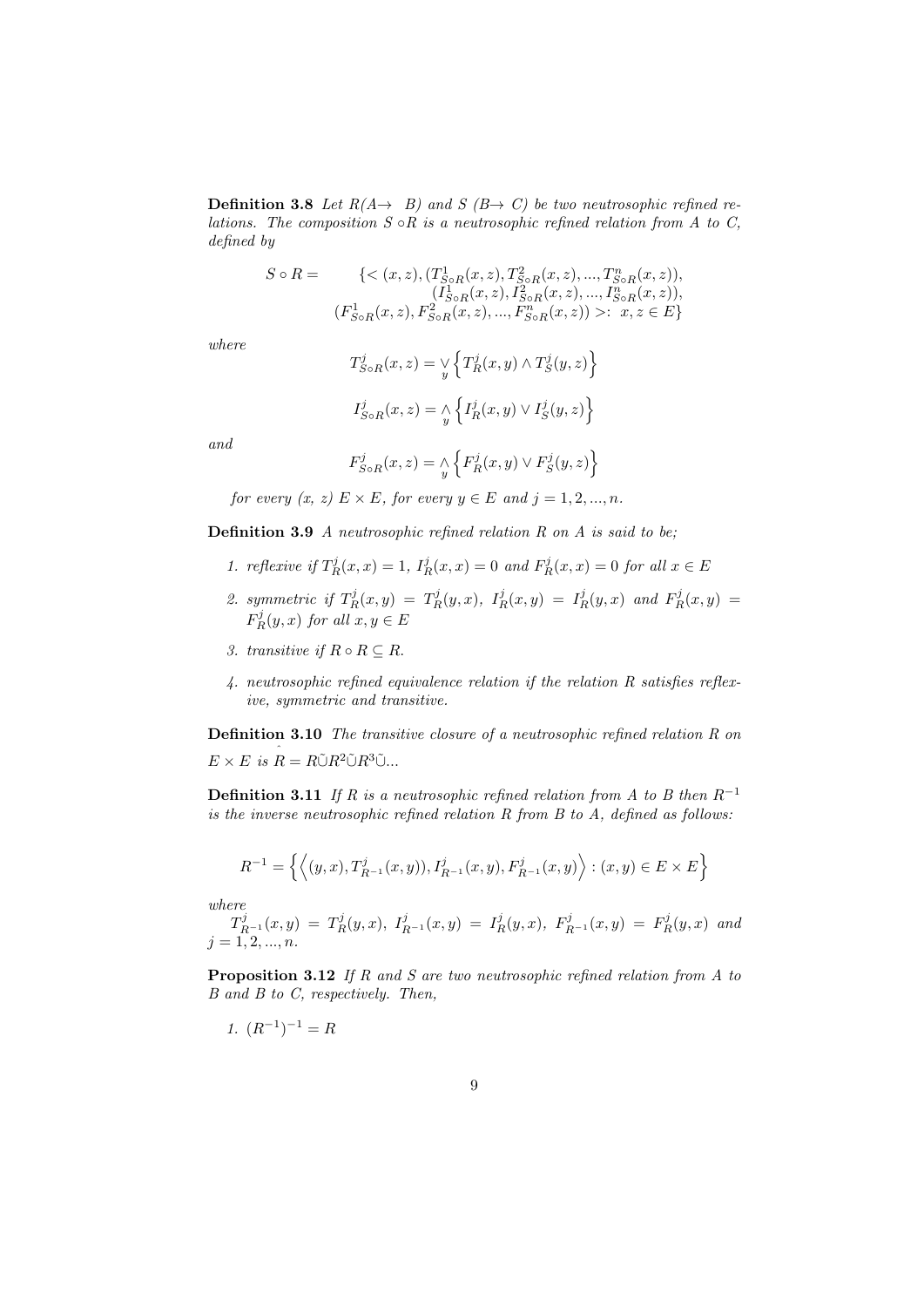**Definition 3.8** *Let R(A→ B) and S (B→ C) be two neutrosophic refined relations. The composition S ∘R is a neutrosophic refined relation from A to C, defined by*

$$
\begin{aligned}
S \circ R = \quad & \{< (x,z), (T^1_{S\circ R}(x,z), T^2_{S\circ R}(x,z), ..., T^n_{S\circ R}(x,z)), \\
& (I^1_{S\circ R}(x,z), I^2_{S\circ R}(x,z), ..., I^n_{S\circ R}(x,z)), \\
& (F^1_{S\circ R}(x,z), F^2_{S\circ R}(x,z), ..., F^n_{S\circ R}(x,z)) >: \ x, z \in E\}
\end{aligned}
$$

*where*

$$T^j_{S\circ R}(x,z) = \bigvee_y \left\{ T^j_R(x,y) \wedge T^j_S(y,z) \right\}$$

$$I^j_{S\circ R}(x,z) = \bigwedge_y \left\{ I^j_R(x,y) \vee I^j_S(y,z) \right\}$$

*and*

$$F^j_{S\circ R}(x,z) = \bigwedge_y \left\{ F^j_R(x,y) \vee F^j_S(y,z) \right\}$$

*for every (x, z) E × E, for every $y \in E$ and $j = 1, 2, ..., n$.*

**Definition 3.9** *A neutrosophic refined relation R on A is said to be;*

1. *reflexive if $T^j_R(x,x) = 1$, $I^j_R(x,x) = 0$ and $F^j_R(x,x) = 0$ for all $x \in E$*
2. *symmetric if $T^j_R(x,y) = T^j_R(y,x)$, $I^j_R(x,y) = I^j_R(y,x)$ and $F^j_R(x,y) = F^j_R(y,x)$ for all $x, y \in E$*
3. *transitive if $R \circ R \subseteq R$.*
4. *neutrosophic refined equivalence relation if the relation R satisfies reflexive, symmetric and transitive.*

**Definition 3.10** *The transitive closure of a neutrosophic refined relation R on $E \times E$ is $\hat{R} = R\tilde{\cup}R^2\tilde{\cup}R^3\tilde{\cup}...$*

**Definition 3.11** *If R is a neutrosophic refined relation from A to B then $R^{-1}$ is the inverse neutrosophic refined relation R from B to A, defined as follows:*

$$R^{-1} = \left\{ \left\langle (y,x), T^j_{R^{-1}}(x,y)), I^j_{R^{-1}}(x,y), F^j_{R^{-1}}(x,y) \right\rangle : (x,y) \in E \times E \right\}$$

*where*
$T^j_{R^{-1}}(x,y) = T^j_R(y,x)$, $I^j_{R^{-1}}(x,y) = I^j_R(y,x)$, $F^j_{R^{-1}}(x,y) = F^j_R(y,x)$ *and* $j = 1, 2, ..., n$.

**Proposition 3.12** *If R and S are two neutrosophic refined relation from A to B and B to C, respectively. Then,*

1. $(R^{-1})^{-1} = R$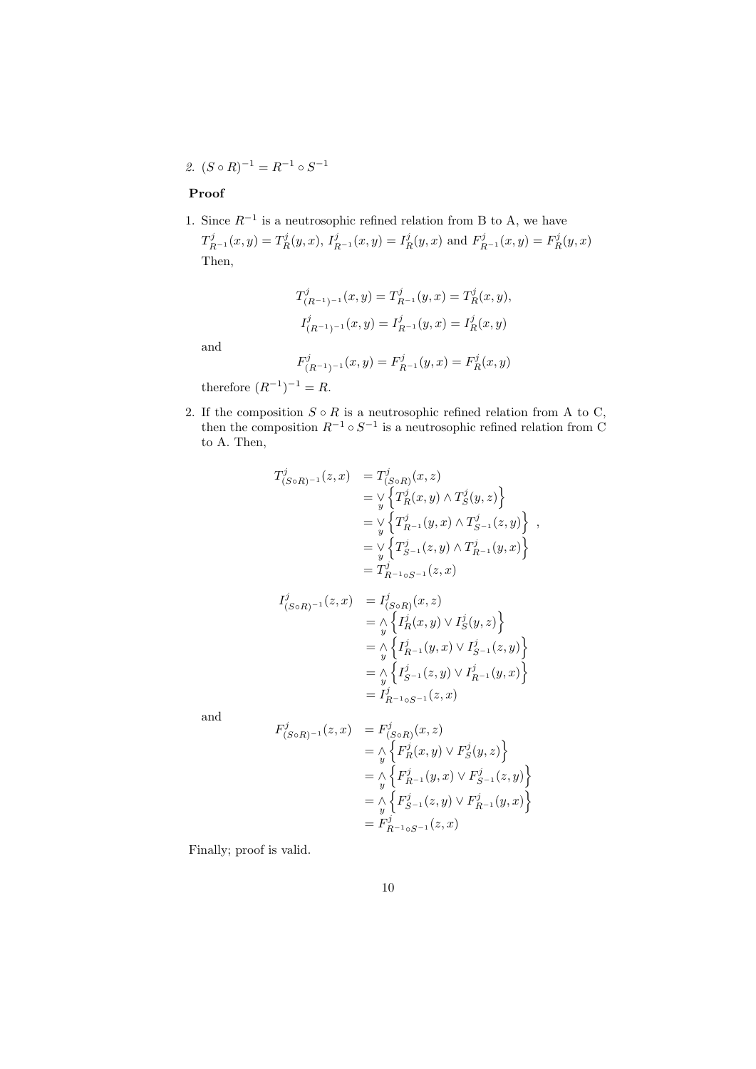*2.* $(S \circ R)^{-1} = R^{-1} \circ S^{-1}$

**Proof**

1. Since $R^{-1}$ is a neutrosophic refined relation from B to A, we have $T^j_{R^{-1}}(x,y) = T^j_R(y,x)$, $I^j_{R^{-1}}(x,y) = I^j_R(y,x)$ and $F^j_{R^{-1}}(x,y) = F^j_R(y,x)$
   Then,

$$T^j_{(R^{-1})^{-1}}(x,y) = T^j_{R^{-1}}(y,x) = T^j_R(x,y),$$

$$I^j_{(R^{-1})^{-1}}(x,y) = I^j_{R^{-1}}(y,x) = I^j_R(x,y)$$

   and

$$F^j_{(R^{-1})^{-1}}(x,y) = F^j_{R^{-1}}(y,x) = F^j_R(x,y)$$

   therefore $(R^{-1})^{-1} = R$.

2. If the composition $S \circ R$ is a neutrosophic refined relation from A to C, then the composition $R^{-1} \circ S^{-1}$ is a neutrosophic refined relation from C to A. Then,

$$\begin{aligned}
T^j_{(S\circ R)^{-1}}(z,x) &= T^j_{(S\circ R)}(x,z) \\
&= \bigvee_y \left\{ T^j_R(x,y) \wedge T^j_S(y,z) \right\} \\
&= \bigvee_y \left\{ T^j_{R^{-1}}(y,x) \wedge T^j_{S^{-1}}(z,y) \right\} \\
&= \bigvee_y \left\{ T^j_{S^{-1}}(z,y) \wedge T^j_{R^{-1}}(y,x) \right\} \\
&= T^j_{R^{-1}\circ S^{-1}}(z,x)
\end{aligned} \quad ,$$

$$\begin{aligned}
I^j_{(S\circ R)^{-1}}(z,x) &= I^j_{(S\circ R)}(x,z) \\
&= \bigwedge_y \left\{ I^j_R(x,y) \vee I^j_S(y,z) \right\} \\
&= \bigwedge_y \left\{ I^j_{R^{-1}}(y,x) \vee I^j_{S^{-1}}(z,y) \right\} \\
&= \bigwedge_y \left\{ I^j_{S^{-1}}(z,y) \vee I^j_{R^{-1}}(y,x) \right\} \\
&= I^j_{R^{-1}\circ S^{-1}}(z,x)
\end{aligned}$$

   and

$$\begin{aligned}
F^j_{(S\circ R)^{-1}}(z,x) &= F^j_{(S\circ R)}(x,z) \\
&= \bigwedge_y \left\{ F^j_R(x,y) \vee F^j_S(y,z) \right\} \\
&= \bigwedge_y \left\{ F^j_{R^{-1}}(y,x) \vee F^j_{S^{-1}}(z,y) \right\} \\
&= \bigwedge_y \left\{ F^j_{S^{-1}}(z,y) \vee F^j_{R^{-1}}(y,x) \right\} \\
&= F^j_{R^{-1}\circ S^{-1}}(z,x)
\end{aligned}$$

Finally; proof is valid.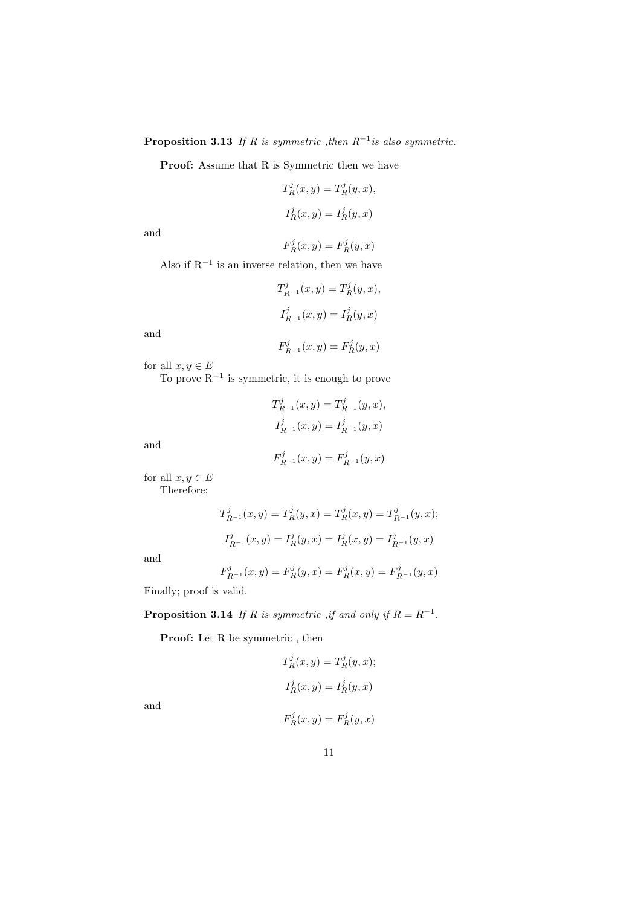**Proposition 3.13** *If R is symmetric ,then $R^{-1}$is also symmetric.*

**Proof:** Assume that R is Symmetric then we have

$$T_R^j(x,y) = T_R^j(y,x),$$

$$I_R^j(x,y) = I_R^j(y,x)$$

and

$$F_R^j(x,y) = F_R^j(y,x)$$

Also if $\mathrm{R}^{-1}$ is an inverse relation, then we have

$$T_{R^{-1}}^j(x,y) = T_R^j(y,x),$$

$$I_{R^{-1}}^j(x,y) = I_R^j(y,x)$$

and

$$F_{R^{-1}}^j(x,y) = F_R^j(y,x)$$

for all $x, y \in E$

To prove $\mathrm{R}^{-1}$ is symmetric, it is enough to prove

$$T_{R^{-1}}^j(x,y) = T_{R^{-1}}^j(y,x),$$

$$I_{R^{-1}}^j(x,y) = I_{R^{-1}}^j(y,x)$$

and

$$F_{R^{-1}}^j(x,y) = F_{R^{-1}}^j(y,x)$$

for all $x, y \in E$

Therefore;

$$T_{R^{-1}}^j(x,y) = T_R^j(y,x) = T_R^j(x,y) = T_{R^{-1}}^j(y,x);$$

$$I_{R^{-1}}^j(x,y) = I_R^j(y,x) = I_R^j(x,y) = I_{R^{-1}}^j(y,x)$$

and

$$F_{R^{-1}}^j(x,y) = F_R^j(y,x) = F_R^j(x,y) = F_{R^{-1}}^j(y,x)$$

Finally; proof is valid.

**Proposition 3.14** *If R is symmetric ,if and only if $R = R^{-1}$.*

**Proof:** Let R be symmetric , then

$$T_R^j(x,y) = T_R^j(y,x);$$

$$I_R^j(x,y) = I_R^j(y,x)$$

and

$$F_R^j(x,y) = F_R^j(y,x)$$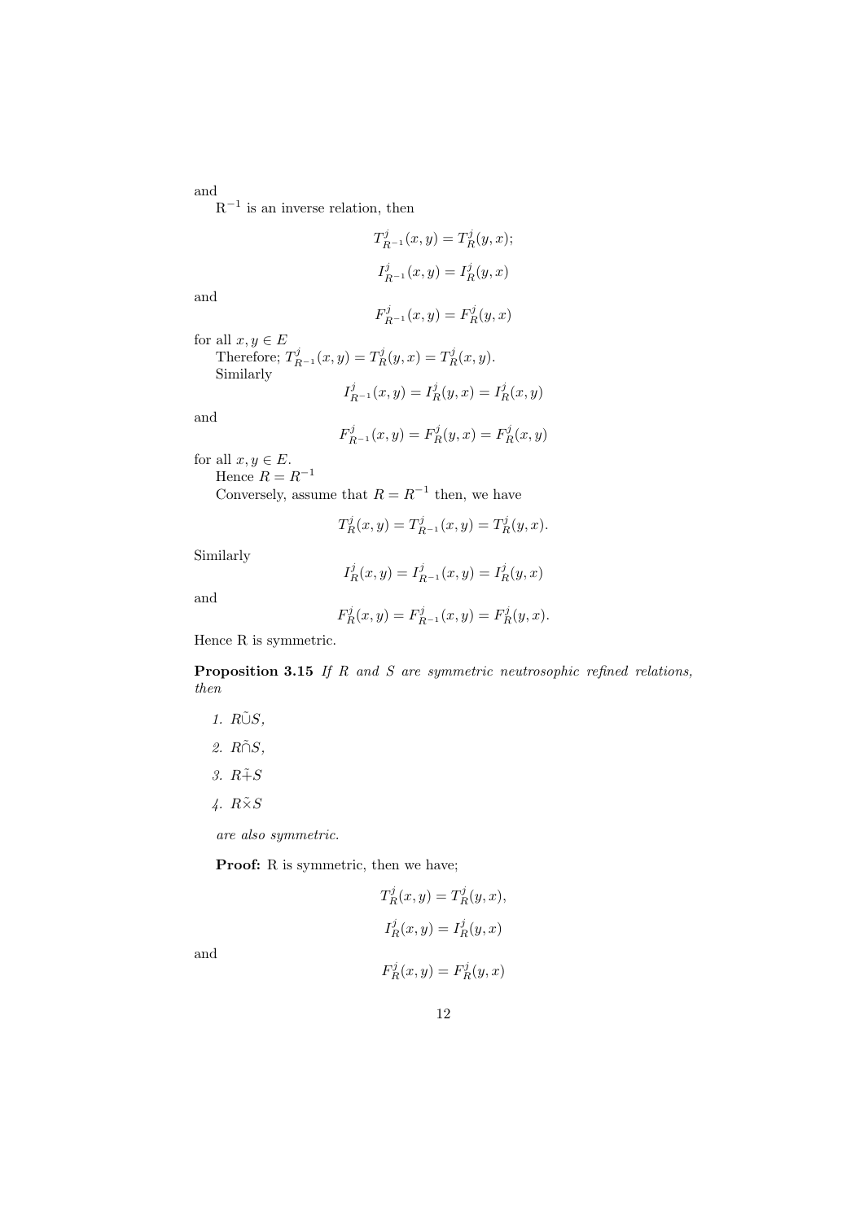and

$R^{-1}$ is an inverse relation, then

$$T^j_{R^{-1}}(x,y) = T^j_R(y,x);$$

$$I^j_{R^{-1}}(x,y) = I^j_R(y,x)$$

and

$$F^j_{R^{-1}}(x,y) = F^j_R(y,x)$$

for all $x, y \in E$

Therefore; $T^j_{R^{-1}}(x,y) = T^j_R(y,x) = T^j_R(x,y)$.

Similarly

$$I^j_{R^{-1}}(x,y) = I^j_R(y,x) = I^j_R(x,y)$$

and

$$F^j_{R^{-1}}(x,y) = F^j_R(y,x) = F^j_R(x,y)$$

for all $x, y \in E$.

Hence $R = R^{-1}$

Conversely, assume that $R = R^{-1}$ then, we have

$$T^j_R(x,y) = T^j_{R^{-1}}(x,y) = T^j_R(y,x).$$

Similarly

$$I^j_R(x,y) = I^j_{R^{-1}}(x,y) = I^j_R(y,x)$$

and

$$F^j_R(x,y) = F^j_{R^{-1}}(x,y) = F^j_R(y,x).$$

Hence R is symmetric.

**Proposition 3.15** *If R and S are symmetric neutrosophic refined relations, then*

1. $R\tilde{\cup}S$,
2. $R\tilde{\cap}S$,
3. $R\tilde{+}S$
4. $R\tilde{\times}S$

*are also symmetric.*

**Proof:** R is symmetric, then we have;

$$T^j_R(x,y) = T^j_R(y,x),$$

$$I^j_R(x,y) = I^j_R(y,x)$$

and

$$F^j_R(x,y) = F^j_R(y,x)$$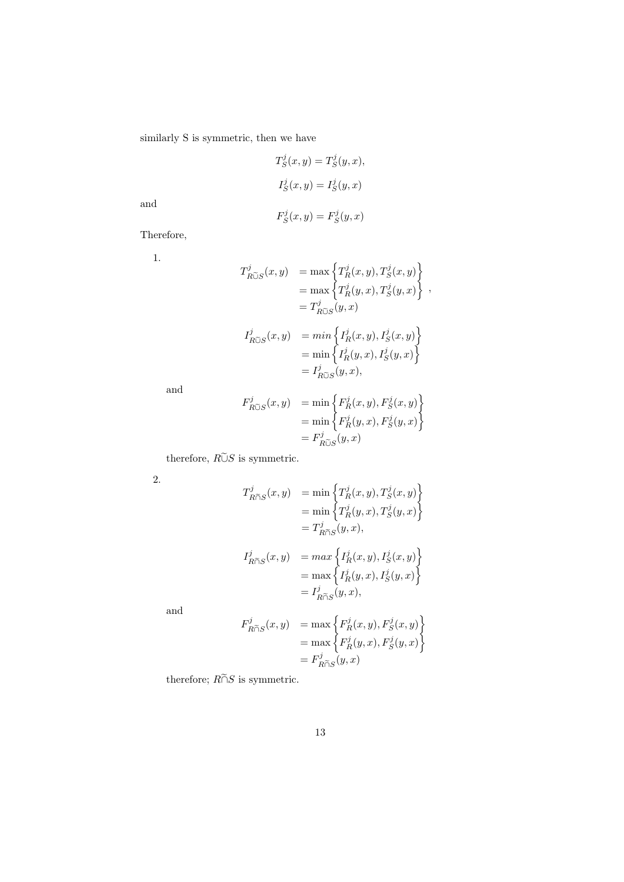similarly S is symmetric, then we have

$$T_S^j(x,y) = T_S^j(y,x),$$

$$I_S^j(x,y) = I_S^j(y,x)$$

and

$$F_S^j(x,y) = F_S^j(y,x)$$

Therefore,

1.

$$\begin{aligned} T^j_{R\widetilde{\cup}S}(x,y) &= \max\left\{T_R^j(x,y), T_S^j(x,y)\right\} \\ &= \max\left\{T_R^j(y,x), T_S^j(y,x)\right\} \\ &= T^j_{R\widetilde{\cup}S}(y,x) \end{aligned},$$

$$\begin{aligned} I^j_{R\widetilde{\cup}S}(x,y) &= min\left\{I_R^j(x,y), I_S^j(x,y)\right\} \\ &= \min\left\{I_R^j(y,x), I_S^j(y,x)\right\} \\ &= I^j_{R\widetilde{\cup}S}(y,x), \end{aligned}$$

and

$$\begin{aligned} F^j_{R\widetilde{\cup}S}(x,y) &= \min\left\{F_R^j(x,y), F_S^j(x,y)\right\} \\ &= \min\left\{F_R^j(y,x), F_S^j(y,x)\right\} \\ &= F^j_{R\widetilde{\cup}S}(y,x) \end{aligned}$$

therefore, $R\widetilde{\cup}S$ is symmetric.

2.

$$\begin{aligned} T^j_{R\widetilde{\cap}S}(x,y) &= \min\left\{T_R^j(x,y), T_S^j(x,y)\right\} \\ &= \min\left\{T_R^j(y,x), T_S^j(y,x)\right\} \\ &= T^j_{R\widetilde{\cap}S}(y,x), \end{aligned}$$

$$\begin{aligned} I^j_{R\widetilde{\cap}S}(x,y) &= max\left\{I_R^j(x,y), I_S^j(x,y)\right\} \\ &= \max\left\{I_R^j(y,x), I_S^j(y,x)\right\} \\ &= I^j_{R\widetilde{\cap}S}(y,x), \end{aligned}$$

and

$$\begin{aligned} F^j_{R\widetilde{\cap}S}(x,y) &= \max\left\{F_R^j(x,y), F_S^j(x,y)\right\} \\ &= \max\left\{F_R^j(y,x), F_S^j(y,x)\right\} \\ &= F^j_{R\widetilde{\cap}S}(y,x) \end{aligned}$$

therefore; $R\widetilde{\cap}S$ is symmetric.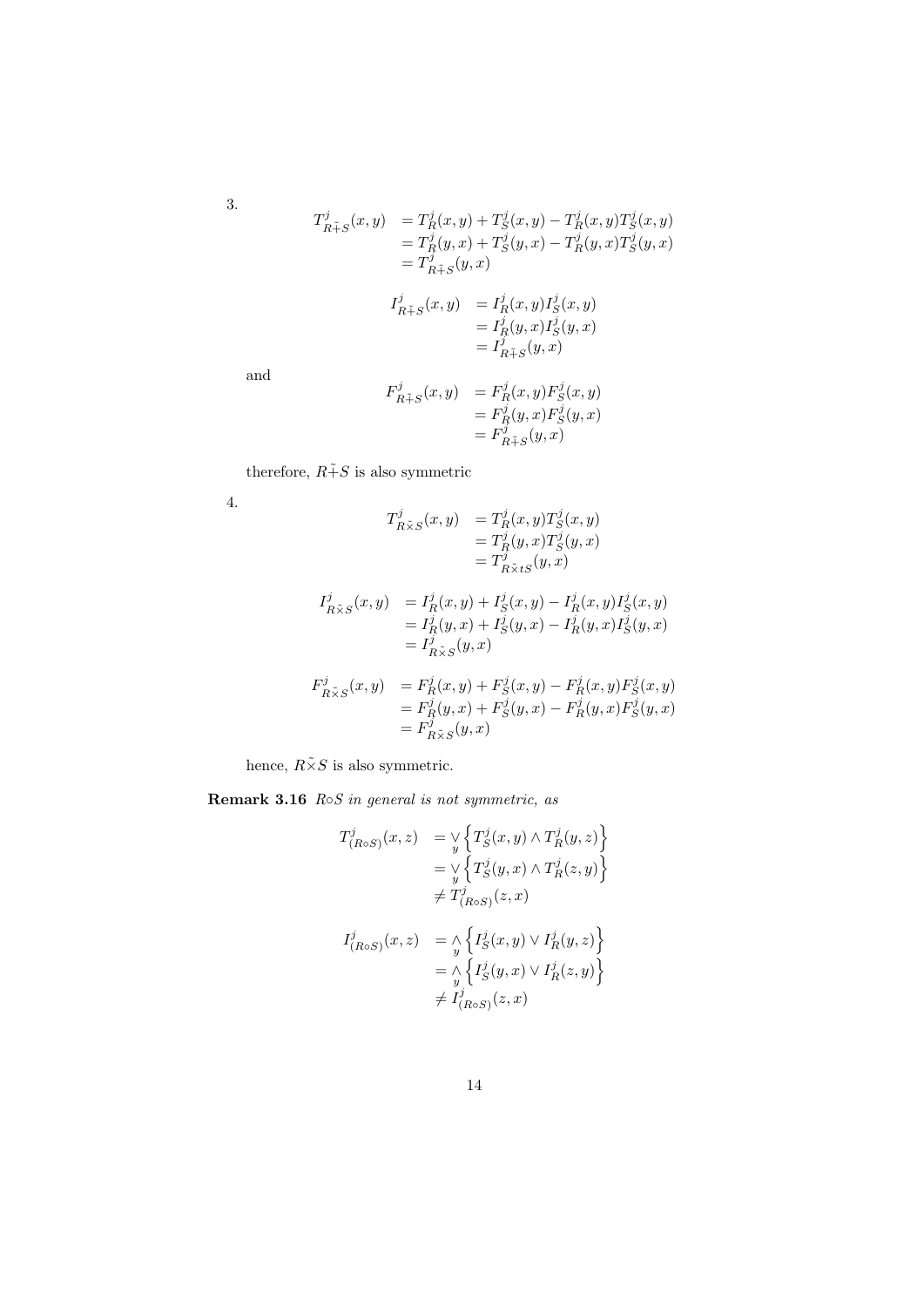3.

$$
\begin{aligned}
T^j_{R\tilde{+}S}(x,y) &= T^j_R(x,y) + T^j_S(x,y) - T^j_R(x,y)T^j_S(x,y) \\
&= T^j_R(y,x) + T^j_S(y,x) - T^j_R(y,x)T^j_S(y,x) \\
&= T^j_{R\tilde{+}S}(y,x)
\end{aligned}
$$

$$
\begin{aligned}
I^j_{R\tilde{+}S}(x,y) &= I^j_R(x,y)I^j_S(x,y) \\
&= I^j_R(y,x)I^j_S(y,x) \\
&= I^j_{R\tilde{+}S}(y,x)
\end{aligned}
$$

and

$$
\begin{aligned}
F^j_{R\tilde{+}S}(x,y) &= F^j_R(x,y)F^j_S(x,y) \\
&= F^j_R(y,x)F^j_S(y,x) \\
&= F^j_{R\tilde{+}S}(y,x)
\end{aligned}
$$

therefore, $R\tilde{+}S$ is also symmetric

4.

$$
\begin{aligned}
T^j_{R\tilde{\times}S}(x,y) &= T^j_R(x,y)T^j_S(x,y) \\
&= T^j_R(y,x)T^j_S(y,x) \\
&= T^j_{R\tilde{\times}tS}(y,x)
\end{aligned}
$$

$$
\begin{aligned}
I^j_{R\tilde{\times}S}(x,y) &= I^j_R(x,y) + I^j_S(x,y) - I^j_R(x,y)I^j_S(x,y) \\
&= I^j_R(y,x) + I^j_S(y,x) - I^j_R(y,x)I^j_S(y,x) \\
&= I^j_{R\tilde{\times}S}(y,x)
\end{aligned}
$$

$$
\begin{aligned}
F^j_{R\tilde{\times}S}(x,y) &= F^j_R(x,y) + F^j_S(x,y) - F^j_R(x,y)F^j_S(x,y) \\
&= F^j_R(y,x) + F^j_S(y,x) - F^j_R(y,x)F^j_S(y,x) \\
&= F^j_{R\tilde{\times}S}(y,x)
\end{aligned}
$$

hence, $R\tilde{\times}S$ is also symmetric.

**Remark 3.16** *$R\circ S$ in general is not symmetric, as*

$$
\begin{aligned}
T^j_{(R\circ S)}(x,z) &= \bigvee_y \left\{ T^j_S(x,y) \wedge T^j_R(y,z) \right\} \\
&= \bigvee_y \left\{ T^j_S(y,x) \wedge T^j_R(z,y) \right\} \\
&\neq T^j_{(R\circ S)}(z,x)
\end{aligned}
$$

$$
\begin{aligned}
I^j_{(R\circ S)}(x,z) &= \bigwedge_y \left\{ I^j_S(x,y) \vee I^j_R(y,z) \right\} \\
&= \bigwedge_y \left\{ I^j_S(y,x) \vee I^j_R(z,y) \right\} \\
&\neq I^j_{(R\circ S)}(z,x)
\end{aligned}
$$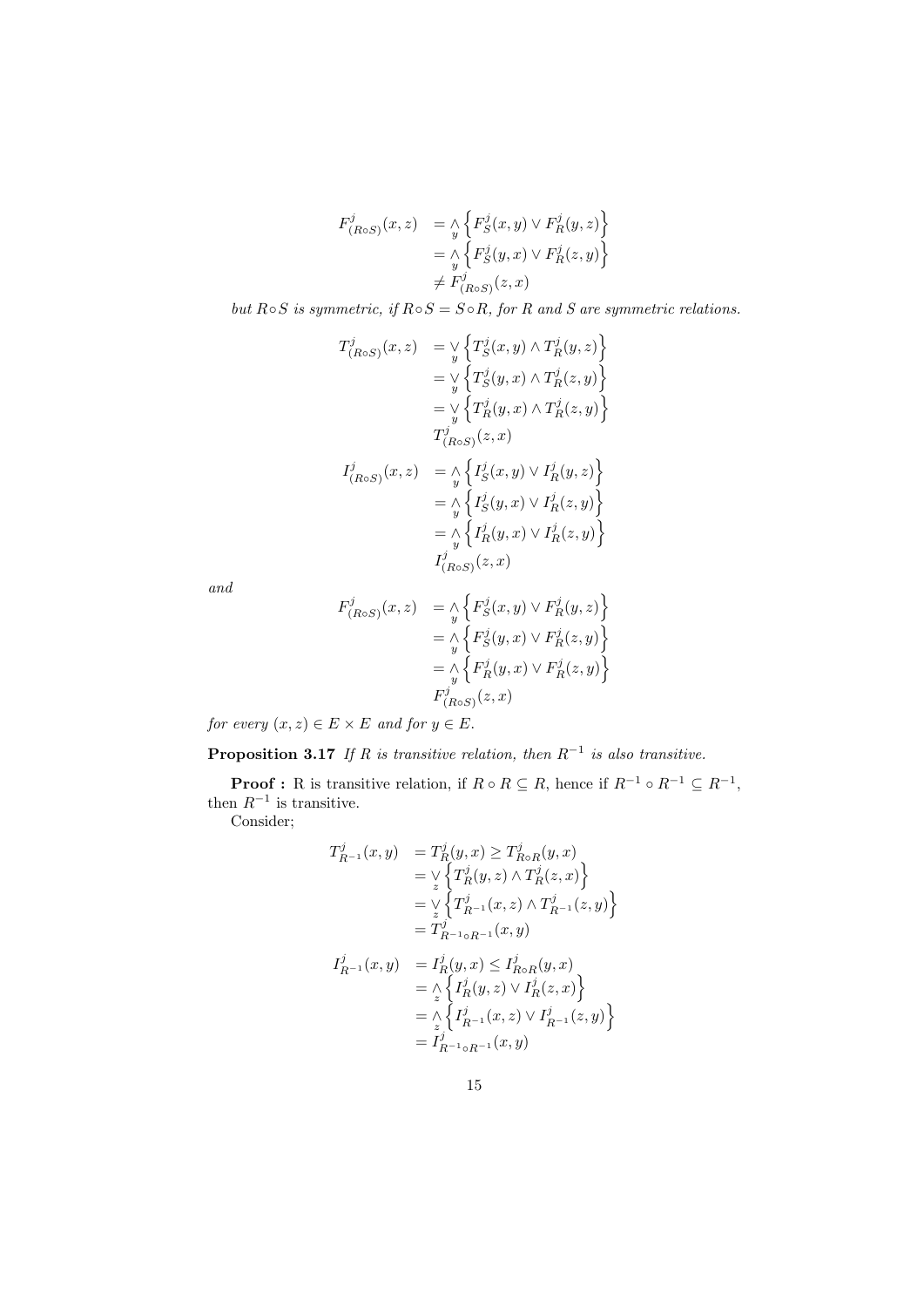$$
\begin{aligned}
F^j_{(R\circ S)}(x,z) &= \underset{y}{\wedge}\left\{F^j_S(x,y)\vee F^j_R(y,z)\right\}\\
&= \underset{y}{\wedge}\left\{F^j_S(y,x)\vee F^j_R(z,y)\right\}\\
&\neq F^j_{(R\circ S)}(z,x)
\end{aligned}
$$

*but $R\circ S$ is symmetric, if $R\circ S = S\circ R$, for $R$ and $S$ are symmetric relations.*

$$
\begin{aligned}
T^j_{(R\circ S)}(x,z) &= \underset{y}{\vee}\left\{T^j_S(x,y)\wedge T^j_R(y,z)\right\}\\
&= \underset{y}{\vee}\left\{T^j_S(y,x)\wedge T^j_R(z,y)\right\}\\
&= \underset{y}{\vee}\left\{T^j_R(y,x)\wedge T^j_R(z,y)\right\}\\
&T^j_{(R\circ S)}(z,x)
\end{aligned}
$$

$$
\begin{aligned}
I^j_{(R\circ S)}(x,z) &= \underset{y}{\wedge}\left\{I^j_S(x,y)\vee I^j_R(y,z)\right\}\\
&= \underset{y}{\wedge}\left\{I^j_S(y,x)\vee I^j_R(z,y)\right\}\\
&= \underset{y}{\wedge}\left\{I^j_R(y,x)\vee I^j_R(z,y)\right\}\\
&I^j_{(R\circ S)}(z,x)
\end{aligned}
$$

*and*

$$
\begin{aligned}
F^j_{(R\circ S)}(x,z) &= \underset{y}{\wedge}\left\{F^j_S(x,y)\vee F^j_R(y,z)\right\}\\
&= \underset{y}{\wedge}\left\{F^j_S(y,x)\vee F^j_R(z,y)\right\}\\
&= \underset{y}{\wedge}\left\{F^j_R(y,x)\vee F^j_R(z,y)\right\}\\
&F^j_{(R\circ S)}(z,x)
\end{aligned}
$$

*for every $(x,z)\in E\times E$ and for $y\in E$.*

**Proposition 3.17** *If $R$ is transitive relation, then $R^{-1}$ is also transitive.*

**Proof :** R is transitive relation, if $R\circ R\subseteq R$, hence if $R^{-1}\circ R^{-1}\subseteq R^{-1}$, then $R^{-1}$ is transitive.

Consider;

$$
\begin{aligned}
T^j_{R^{-1}}(x,y) &= T^j_R(y,x)\geq T^j_{R\circ R}(y,x)\\
&= \underset{z}{\vee}\left\{T^j_R(y,z)\wedge T^j_R(z,x)\right\}\\
&= \underset{z}{\vee}\left\{T^j_{R^{-1}}(x,z)\wedge T^j_{R^{-1}}(z,y)\right\}\\
&= T^j_{R^{-1}\circ R^{-1}}(x,y)
\end{aligned}
$$

$$
\begin{aligned}
I^j_{R^{-1}}(x,y) &= I^j_R(y,x)\leq I^j_{R\circ R}(y,x)\\
&= \underset{z}{\wedge}\left\{I^j_R(y,z)\vee I^j_R(z,x)\right\}\\
&= \underset{z}{\wedge}\left\{I^j_{R^{-1}}(x,z)\vee I^j_{R^{-1}}(z,y)\right\}\\
&= I^j_{R^{-1}\circ R^{-1}}(x,y)
\end{aligned}
$$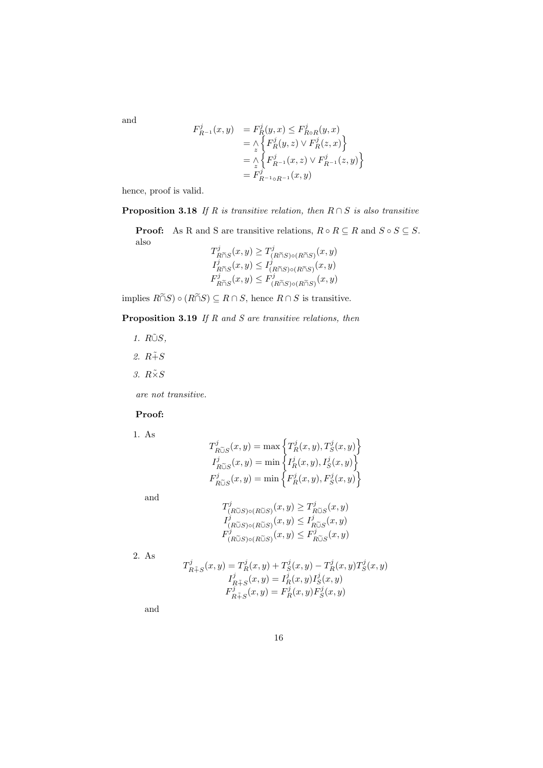and

$$
\begin{aligned}
F^j_{R^{-1}}(x,y) &= F^j_R(y,x) \leq F^j_{R\circ R}(y,x) \\
&= \wedge_z \left\{ F^j_R(y,z) \vee F^j_R(z,x) \right\} \\
&= \wedge_z \left\{ F^j_{R^{-1}}(x,z) \vee F^j_{R^{-1}}(z,y) \right\} \\
&= F^j_{R^{-1}\circ R^{-1}}(x,y)
\end{aligned}
$$

hence, proof is valid.

**Proposition 3.18** *If $R$ is transitive relation, then $R \cap S$ is also transitive*

**Proof:** As R and S are transitive relations, $R \circ R \subseteq R$ and $S \circ S \subseteq S$. also

$$
\begin{aligned}
T^j_{R\widetilde{\cap}S}(x,y) &\geq T^j_{(R\widetilde{\cap}S)\circ(R\widetilde{\cap}S)}(x,y) \\
I^j_{R\widetilde{\cap}S}(x,y) &\leq I^j_{(R\widetilde{\cap}S)\circ(R\widetilde{\cap}S)}(x,y) \\
F^j_{R\widetilde{\cap}S}(x,y) &\leq F^j_{(R\widetilde{\cap}S)\circ(R\widetilde{\cap}S)}(x,y)
\end{aligned}
$$

implies $R\widetilde{\cap}S) \circ (R\widetilde{\cap}S) \subseteq R \cap S$, hence $R \cap S$ is transitive.

**Proposition 3.19** *If $R$ and $S$ are transitive relations, then*

1. *$R\tilde{\cup}S$,*
2. *$R\tilde{+}S$*
3. *$R\tilde{\times}S$*

*are not transitive.*

**Proof:**

1. As

$$
\begin{aligned}
T^j_{R\widetilde{\cup}S}(x,y) &= \max\left\{ T^j_R(x,y), T^j_S(x,y) \right\} \\
I^j_{R\widetilde{\cup}S}(x,y) &= \min\left\{ I^j_R(x,y), I^j_S(x,y) \right\} \\
F^j_{R\widetilde{\cup}S}(x,y) &= \min\left\{ F^j_R(x,y), F^j_S(x,y) \right\}
\end{aligned}
$$

and

$$
\begin{aligned}
T^j_{(R\widetilde{\cup}S)\circ(R\widetilde{\cup}S)}(x,y) &\geq T^j_{R\widetilde{\cup}S}(x,y) \\
I^j_{(R\widetilde{\cup}S)\circ(R\widetilde{\cup}S)}(x,y) &\leq I^j_{R\widetilde{\cup}S}(x,y) \\
F^j_{(R\widetilde{\cup}S)\circ(R\widetilde{\cup}S)}(x,y) &\leq F^j_{R\widetilde{\cup}S}(x,y)
\end{aligned}
$$

2. As

$$
\begin{aligned}
T^j_{R\tilde{+}S}(x,y) &= T^j_R(x,y) + T^j_S(x,y) - T^j_R(x,y)T^j_S(x,y) \\
I^j_{R\tilde{+}S}(x,y) &= I^j_R(x,y)I^j_S(x,y) \\
F^j_{R\tilde{+}S}(x,y) &= F^j_R(x,y)F^j_S(x,y)
\end{aligned}
$$

and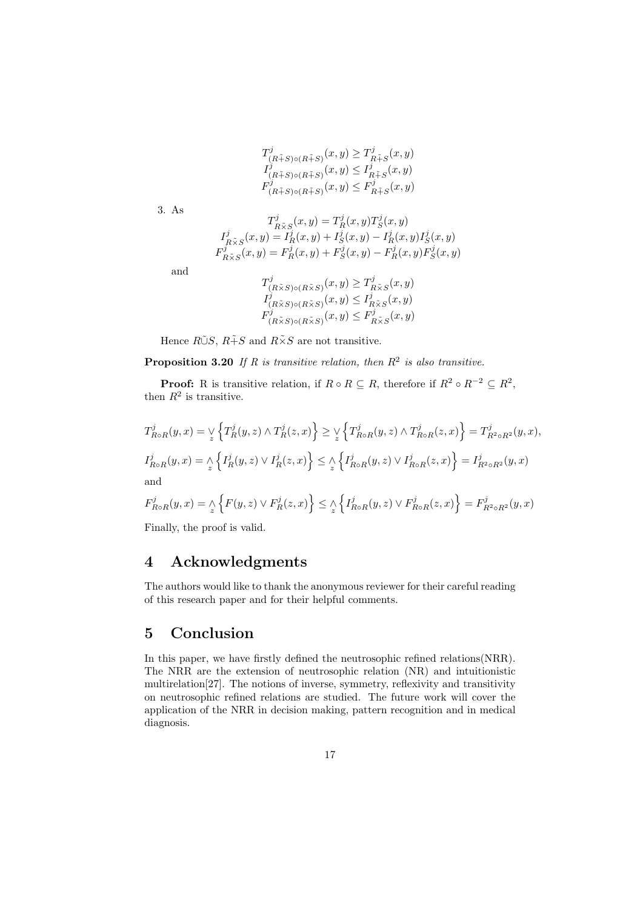$$T^j_{(R\tilde{+}S)\circ(R\tilde{+}S)}(x,y) \geq T^j_{R\tilde{+}S}(x,y)$$
$$I^j_{(R\tilde{+}S)\circ(R\tilde{+}S)}(x,y) \leq I^j_{R\tilde{+}S}(x,y)$$
$$F^j_{(R\tilde{+}S)\circ(R\tilde{+}S)}(x,y) \leq F^j_{R\tilde{+}S}(x,y)$$

3. As

$$T^j_{R\tilde{\times}S}(x,y) = T^j_R(x,y)T^j_S(x,y)$$
$$I^j_{R\tilde{\times}S}(x,y) = I^j_R(x,y) + I^j_S(x,y) - I^j_R(x,y)I^j_S(x,y)$$
$$F^j_{R\tilde{\times}S}(x,y) = F^j_R(x,y) + F^j_S(x,y) - F^j_R(x,y)F^j_S(x,y)$$

and

$$T^j_{(R\tilde{\times}S)\circ(R\tilde{\times}S)}(x,y) \geq T^j_{R\tilde{\times}S}(x,y)$$
$$I^j_{(R\tilde{\times}S)\circ(R\tilde{\times}S)}(x,y) \leq I^j_{R\tilde{\times}S}(x,y)$$
$$F^j_{(R\tilde{\times}S)\circ(R\tilde{\times}S)}(x,y) \leq F^j_{R\tilde{\times}S}(x,y)$$

Hence $R\tilde{\cup}S$, $R\tilde{+}S$ and $R\tilde{\times}S$ are not transitive.

**Proposition 3.20** *If $R$ is transitive relation, then $R^2$ is also transitive.*

**Proof:** R is transitive relation, if $R \circ R \subseteq R$, therefore if $R^2 \circ R^{-2} \subseteq R^2$, then $R^2$ is transitive.

$$T^j_{R\circ R}(y,x) = \bigvee_z \left\{ T^j_R(y,z) \wedge T^j_R(z,x) \right\} \geq \bigvee_z \left\{ T^j_{R\circ R}(y,z) \wedge T^j_{R\circ R}(z,x) \right\} = T^j_{R^2\circ R^2}(y,x),$$

$$I^j_{R\circ R}(y,x) = \bigwedge_z \left\{ I^j_R(y,z) \vee I^j_R(z,x) \right\} \leq \bigwedge_z \left\{ I^j_{R\circ R}(y,z) \vee I^j_{R\circ R}(z,x) \right\} = I^j_{R^2\circ R^2}(y,x)$$

and

$$F^j_{R\circ R}(y,x) = \bigwedge_z \left\{ F(y,z) \vee F^j_R(z,x) \right\} \leq \bigwedge_z \left\{ I^j_{R\circ R}(y,z) \vee F^j_{R\circ R}(z,x) \right\} = F^j_{R^2\circ R^2}(y,x)$$

Finally, the proof is valid.

# 4 Acknowledgments

The authors would like to thank the anonymous reviewer for their careful reading of this research paper and for their helpful comments.

# 5 Conclusion

In this paper, we have firstly defined the neutrosophic refined relations(NRR). The NRR are the extension of neutrosophic relation (NR) and intuitionistic multirelation[27]. The notions of inverse, symmetry, reflexivity and transitivity on neutrosophic refined relations are studied. The future work will cover the application of the NRR in decision making, pattern recognition and in medical diagnosis.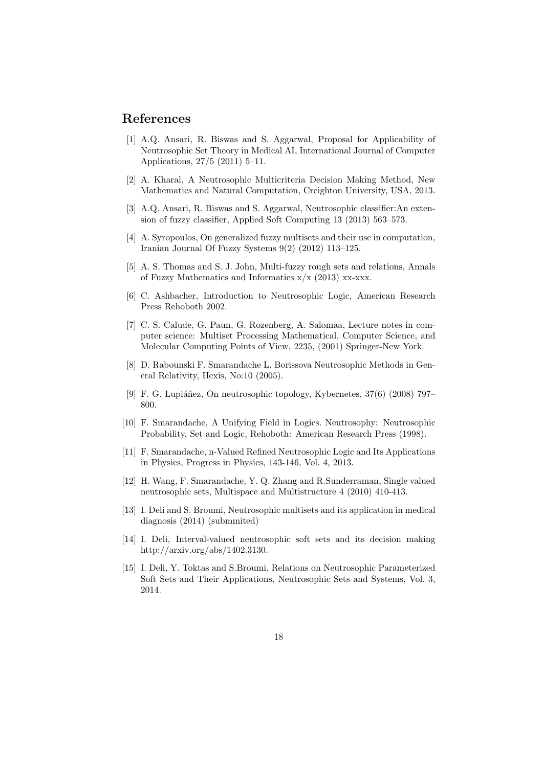## References

[1] A.Q. Ansari, R. Biswas and S. Aggarwal, Proposal for Applicability of Neutrosophic Set Theory in Medical AI, International Journal of Computer Applications, 27/5 (2011) 5–11.

[2] A. Kharal, A Neutrosophic Multicriteria Decision Making Method, New Mathematics and Natural Computation, Creighton University, USA, 2013.

[3] A.Q. Ansari, R. Biswas and S. Aggarwal, Neutrosophic classifier:An extension of fuzzy classifier, Applied Soft Computing 13 (2013) 563–573.

[4] A. Syropoulos, On generalized fuzzy multisets and their use in computation, Iranian Journal Of Fuzzy Systems 9(2) (2012) 113–125.

[5] A. S. Thomas and S. J. John, Multi-fuzzy rough sets and relations, Annals of Fuzzy Mathematics and Informatics x/x (2013) xx-xxx.

[6] C. Ashbacher, Introduction to Neutrosophic Logic, American Research Press Rehoboth 2002.

[7] C. S. Calude, G. Paun, G. Rozenberg, A. Salomaa, Lecture notes in computer science: Multiset Processing Mathematical, Computer Science, and Molecular Computing Points of View, 2235, (2001) Springer-New York.

[8] D. Rabounski F. Smarandache L. Borissova Neutrosophic Methods in General Relativity, Hexis, No:10 (2005).

[9] F. G. Lupiáñez, On neutrosophic topology, Kybernetes, 37(6) (2008) 797–800.

[10] F. Smarandache, A Unifying Field in Logics. Neutrosophy: Neutrosophic Probability, Set and Logic, Rehoboth: American Research Press (1998).

[11] F. Smarandache, n-Valued Refined Neutrosophic Logic and Its Applications in Physics, Progress in Physics, 143-146, Vol. 4, 2013.

[12] H. Wang, F. Smarandache, Y. Q. Zhang and R.Sunderraman, Single valued neutrosophic sets, Multispace and Multistructure 4 (2010) 410-413.

[13] I. Deli and S. Broumi, Neutrosophic multisets and its application in medical diagnosis (2014) (submmited)

[14] I. Deli, Interval-valued neutrosophic soft sets and its decision making http://arxiv.org/abs/1402.3130.

[15] I. Deli, Y. Toktas and S.Broumi, Relations on Neutrosophic Parameterized Soft Sets and Their Applications, Neutrosophic Sets and Systems, Vol. 3, 2014.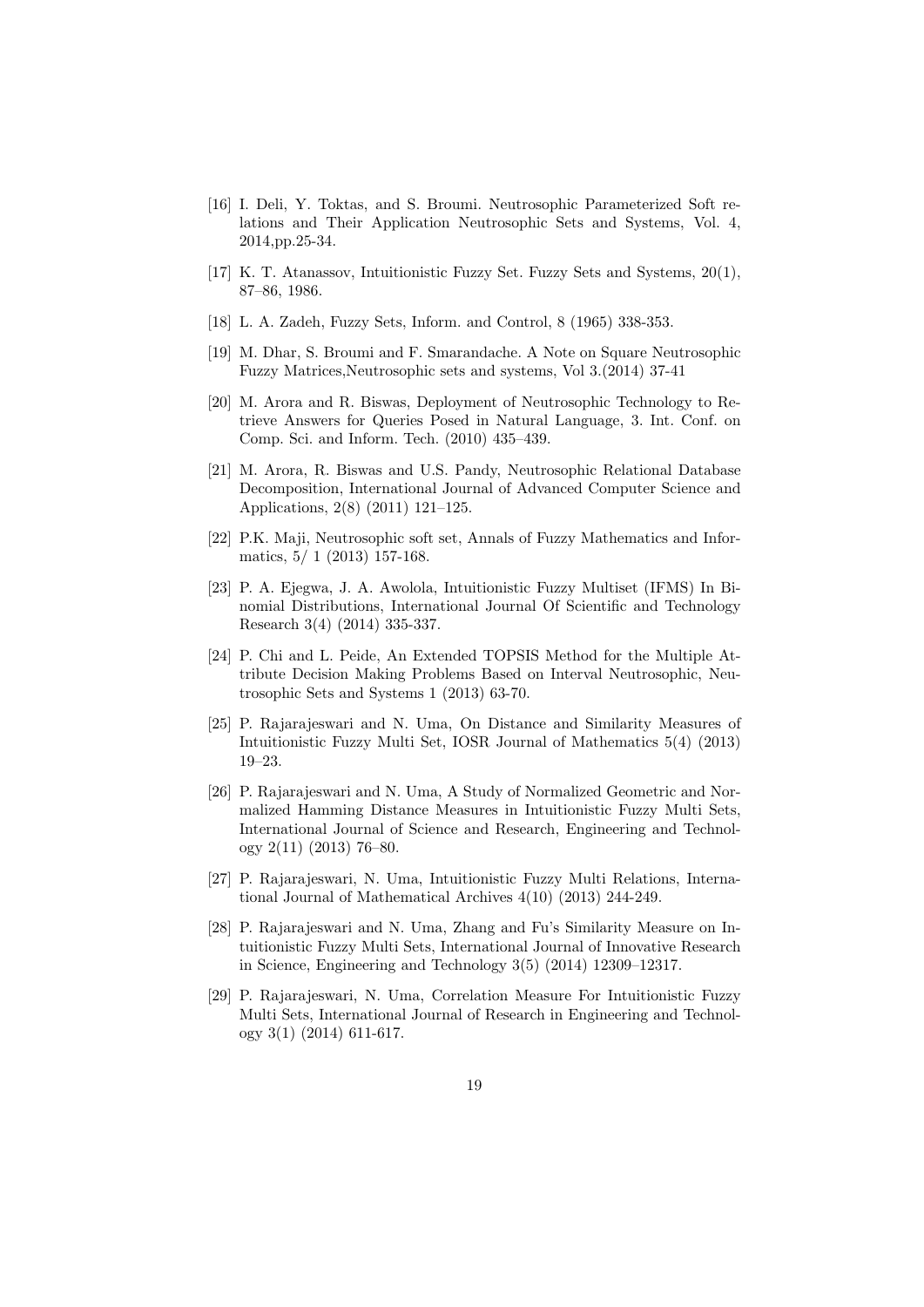[16] I. Deli, Y. Toktas, and S. Broumi. Neutrosophic Parameterized Soft relations and Their Application Neutrosophic Sets and Systems, Vol. 4, 2014,pp.25-34.

[17] K. T. Atanassov, Intuitionistic Fuzzy Set. Fuzzy Sets and Systems, 20(1), 87–86, 1986.

[18] L. A. Zadeh, Fuzzy Sets, Inform. and Control, 8 (1965) 338-353.

[19] M. Dhar, S. Broumi and F. Smarandache. A Note on Square Neutrosophic Fuzzy Matrices,Neutrosophic sets and systems, Vol 3.(2014) 37-41

[20] M. Arora and R. Biswas, Deployment of Neutrosophic Technology to Retrieve Answers for Queries Posed in Natural Language, 3. Int. Conf. on Comp. Sci. and Inform. Tech. (2010) 435–439.

[21] M. Arora, R. Biswas and U.S. Pandy, Neutrosophic Relational Database Decomposition, International Journal of Advanced Computer Science and Applications, 2(8) (2011) 121–125.

[22] P.K. Maji, Neutrosophic soft set, Annals of Fuzzy Mathematics and Informatics, 5/ 1 (2013) 157-168.

[23] P. A. Ejegwa, J. A. Awolola, Intuitionistic Fuzzy Multiset (IFMS) In Binomial Distributions, International Journal Of Scientific and Technology Research 3(4) (2014) 335-337.

[24] P. Chi and L. Peide, An Extended TOPSIS Method for the Multiple Attribute Decision Making Problems Based on Interval Neutrosophic, Neutrosophic Sets and Systems 1 (2013) 63-70.

[25] P. Rajarajeswari and N. Uma, On Distance and Similarity Measures of Intuitionistic Fuzzy Multi Set, IOSR Journal of Mathematics 5(4) (2013) 19–23.

[26] P. Rajarajeswari and N. Uma, A Study of Normalized Geometric and Normalized Hamming Distance Measures in Intuitionistic Fuzzy Multi Sets, International Journal of Science and Research, Engineering and Technology 2(11) (2013) 76–80.

[27] P. Rajarajeswari, N. Uma, Intuitionistic Fuzzy Multi Relations, International Journal of Mathematical Archives 4(10) (2013) 244-249.

[28] P. Rajarajeswari and N. Uma, Zhang and Fu's Similarity Measure on Intuitionistic Fuzzy Multi Sets, International Journal of Innovative Research in Science, Engineering and Technology 3(5) (2014) 12309–12317.

[29] P. Rajarajeswari, N. Uma, Correlation Measure For Intuitionistic Fuzzy Multi Sets, International Journal of Research in Engineering and Technology 3(1) (2014) 611-617.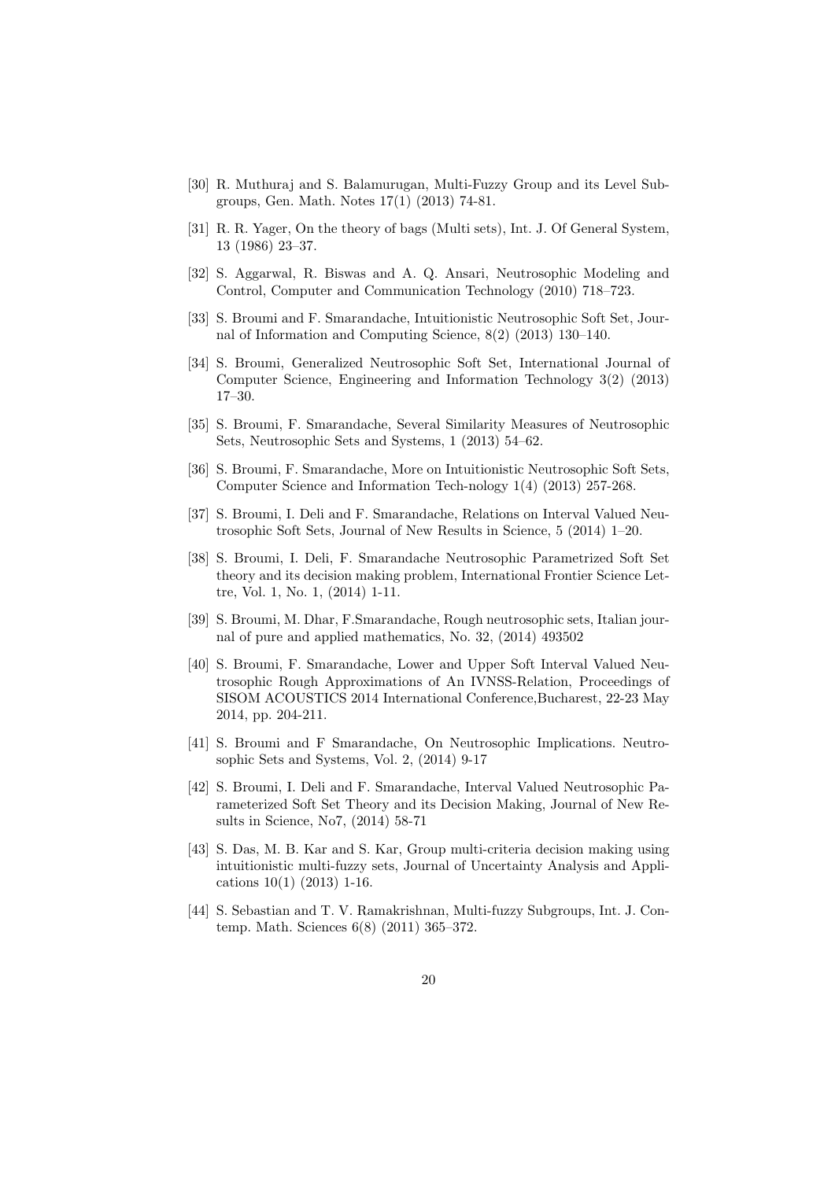[30] R. Muthuraj and S. Balamurugan, Multi-Fuzzy Group and its Level Subgroups, Gen. Math. Notes 17(1) (2013) 74-81.

[31] R. R. Yager, On the theory of bags (Multi sets), Int. J. Of General System, 13 (1986) 23–37.

[32] S. Aggarwal, R. Biswas and A. Q. Ansari, Neutrosophic Modeling and Control, Computer and Communication Technology (2010) 718–723.

[33] S. Broumi and F. Smarandache, Intuitionistic Neutrosophic Soft Set, Journal of Information and Computing Science, 8(2) (2013) 130–140.

[34] S. Broumi, Generalized Neutrosophic Soft Set, International Journal of Computer Science, Engineering and Information Technology 3(2) (2013) 17–30.

[35] S. Broumi, F. Smarandache, Several Similarity Measures of Neutrosophic Sets, Neutrosophic Sets and Systems, 1 (2013) 54–62.

[36] S. Broumi, F. Smarandache, More on Intuitionistic Neutrosophic Soft Sets, Computer Science and Information Tech-nology 1(4) (2013) 257-268.

[37] S. Broumi, I. Deli and F. Smarandache, Relations on Interval Valued Neutrosophic Soft Sets, Journal of New Results in Science, 5 (2014) 1–20.

[38] S. Broumi, I. Deli, F. Smarandache Neutrosophic Parametrized Soft Set theory and its decision making problem, International Frontier Science Lettre, Vol. 1, No. 1, (2014) 1-11.

[39] S. Broumi, M. Dhar, F.Smarandache, Rough neutrosophic sets, Italian journal of pure and applied mathematics, No. 32, (2014) 493502

[40] S. Broumi, F. Smarandache, Lower and Upper Soft Interval Valued Neutrosophic Rough Approximations of An IVNSS-Relation, Proceedings of SISOM ACOUSTICS 2014 International Conference,Bucharest, 22-23 May 2014, pp. 204-211.

[41] S. Broumi and F Smarandache, On Neutrosophic Implications. Neutrosophic Sets and Systems, Vol. 2, (2014) 9-17

[42] S. Broumi, I. Deli and F. Smarandache, Interval Valued Neutrosophic Parameterized Soft Set Theory and its Decision Making, Journal of New Results in Science, No7, (2014) 58-71

[43] S. Das, M. B. Kar and S. Kar, Group multi-criteria decision making using intuitionistic multi-fuzzy sets, Journal of Uncertainty Analysis and Applications 10(1) (2013) 1-16.

[44] S. Sebastian and T. V. Ramakrishnan, Multi-fuzzy Subgroups, Int. J. Contemp. Math. Sciences 6(8) (2011) 365–372.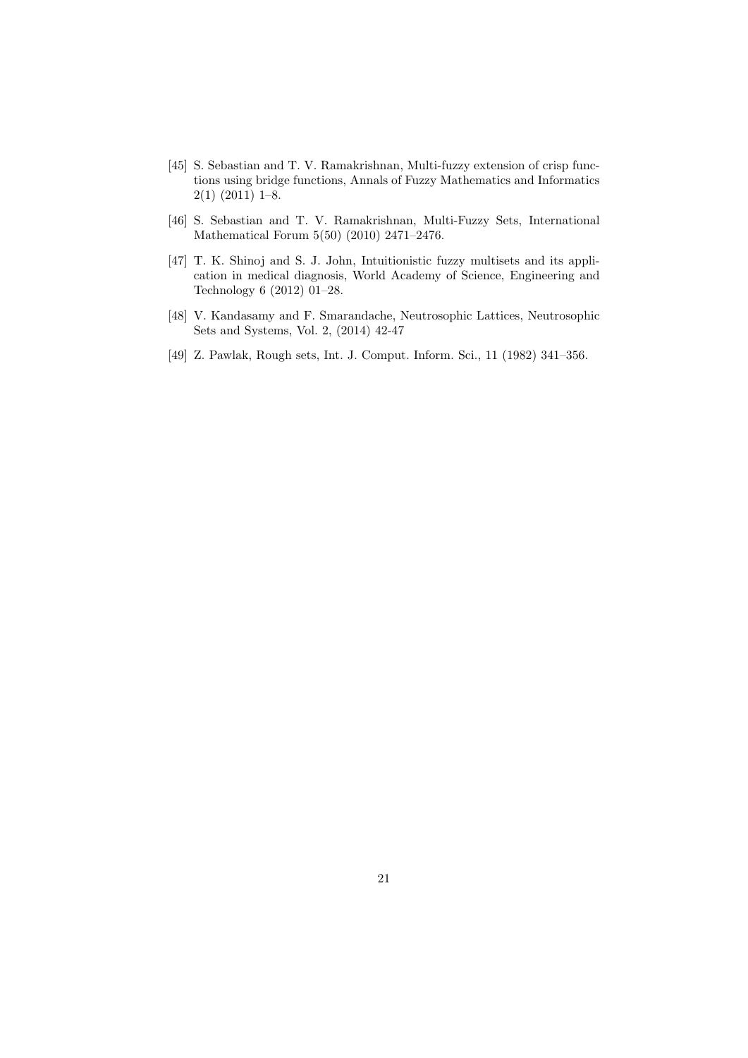[45] S. Sebastian and T. V. Ramakrishnan, Multi-fuzzy extension of crisp functions using bridge functions, Annals of Fuzzy Mathematics and Informatics 2(1) (2011) 1–8.

[46] S. Sebastian and T. V. Ramakrishnan, Multi-Fuzzy Sets, International Mathematical Forum 5(50) (2010) 2471–2476.

[47] T. K. Shinoj and S. J. John, Intuitionistic fuzzy multisets and its application in medical diagnosis, World Academy of Science, Engineering and Technology 6 (2012) 01–28.

[48] V. Kandasamy and F. Smarandache, Neutrosophic Lattices, Neutrosophic Sets and Systems, Vol. 2, (2014) 42-47

[49] Z. Pawlak, Rough sets, Int. J. Comput. Inform. Sci., 11 (1982) 341–356.